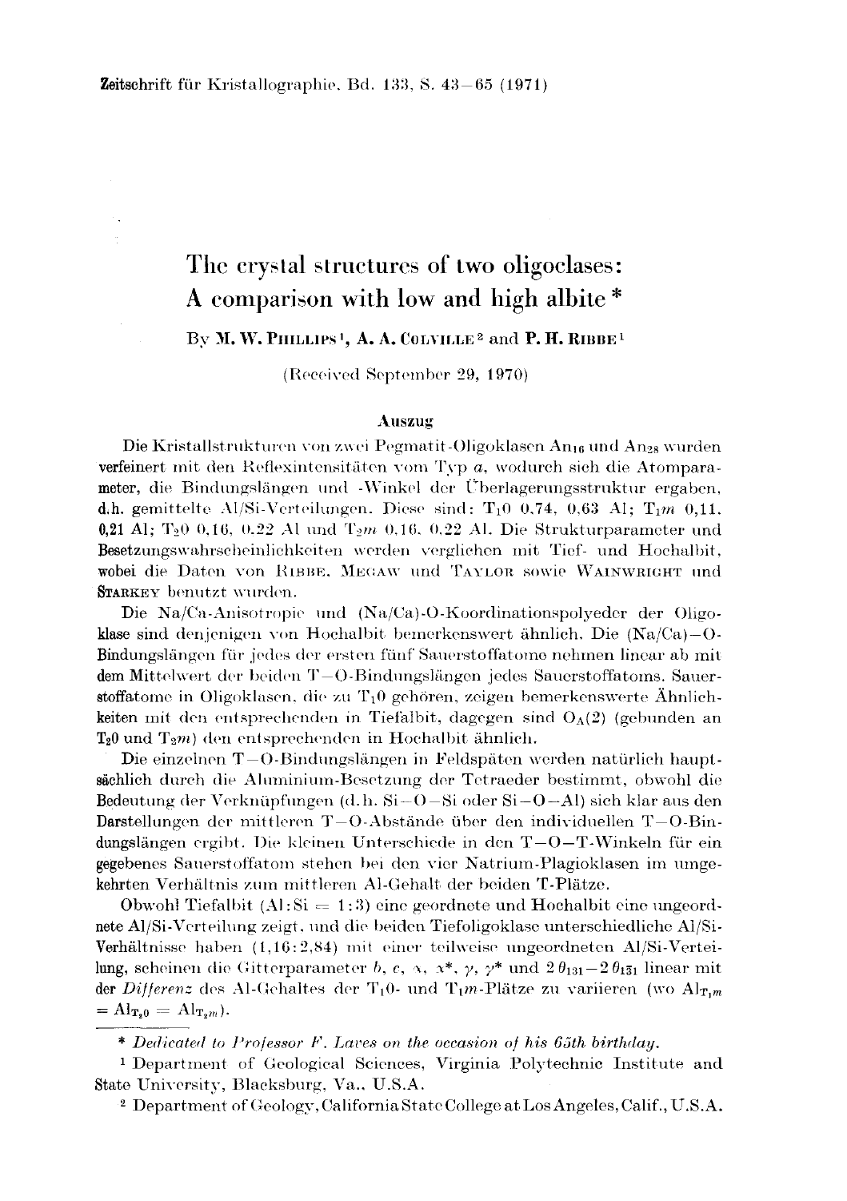Zeitschrift für Kristallographie, Bd. 133, S. 43–65 (1971)

# The crystal structures of two oligoclases: A comparison with low and high albite *

By **M. W. Phillips**[1], **A. A. Colville**[2] and **P. H. Ribbe**[1]

(Received September 29, 1970)

## Auszug

Die Kristallstrukturen von zwei Pegmatit-Oligoklasen $An_{16}$ und $An_{28}$ wurden verfeinert mit den Reflexintensitäten vom Typ *a*, wodurch sich die Atomparameter, die Bindungslängen und -Winkel der Überlagerungsstruktur ergaben, d.h. gemittelte Al/Si-Verteilungen. Diese sind: $T_1 0$ 0,74, 0,63 Al; $T_1 m$ 0,11, 0,21 Al; $T_2 0$ 0,16, 0,22 Al und $T_2 m$ 0,16, 0,22 Al. Die Strukturparameter und Besetzungswahrscheinlichkeiten werden verglichen mit Tief- und Hochalbit, wobei die Daten von Ribbe, Megaw und Taylor sowie Wainwright und Starkey benutzt wurden.

Die Na/Ca-Anisotropie und (Na/Ca)-O-Koordinationspolyeder der Oligoklase sind denjenigen von Hochalbit bemerkenswert ähnlich. Die (Na/Ca)–O-Bindungslängen für jedes der ersten fünf Sauerstoffatome nehmen linear ab mit dem Mittelwert der beiden T–O-Bindungslängen jedes Sauerstoffatoms. Sauerstoffatome in Oligoklasen, die zu $T_1 0$ gehören, zeigen bemerkenswerte Ähnlichkeiten mit den entsprechenden in Tiefalbit, dagegen sind $O_A(2)$ (gebunden an $T_2 0$ und $T_2 m$) den entsprechenden in Hochalbit ähnlich.

Die einzelnen T–O-Bindungslängen in Feldspäten werden natürlich hauptsächlich durch die Aluminium-Besetzung der Tetraeder bestimmt, obwohl die Bedeutung der Verknüpfungen (d.h. Si–O–Si oder Si–O–Al) sich klar aus den Darstellungen der mittleren T–O-Abstände über den individuellen T–O-Bindungslängen ergibt. Die kleinen Unterschiede in den T–O–T-Winkeln für ein gegebenes Sauerstoffatom stehen bei den vier Natrium-Plagioklasen im umgekehrten Verhältnis zum mittleren Al-Gehalt der beiden T-Plätze.

Obwohl Tiefalbit (Al : Si = 1 : 3) eine geordnete und Hochalbit eine ungeordnete Al/Si-Verteilung zeigt, und die beiden Tiefoligoklase unterschiedliche Al/Si-Verhältnisse haben (1,16 : 2,84) mit einer teilweise ungeordneten Al/Si-Verteilung, scheinen die Gitterparameter $b$, $c$, $\alpha$, $\alpha^*$, $\gamma$, $\gamma^*$ und $2\theta_{131} - 2\theta_{1\bar{3}1}$ linear mit der *Differenz* des Al-Gehaltes der $T_1 0$- und $T_1 m$-Plätze zu variieren (wo $Al_{T_1 m} = Al_{T_2 0} = Al_{T_2 m}$).

\* *Dedicated to Professor F. Laves on the occasion of his 65th birthday.*

[1] Department of Geological Sciences, Virginia Polytechnic Institute and State University, Blacksburg, Va., U.S.A.

[2] Department of Geology, California State College at Los Angeles, Calif., U.S.A.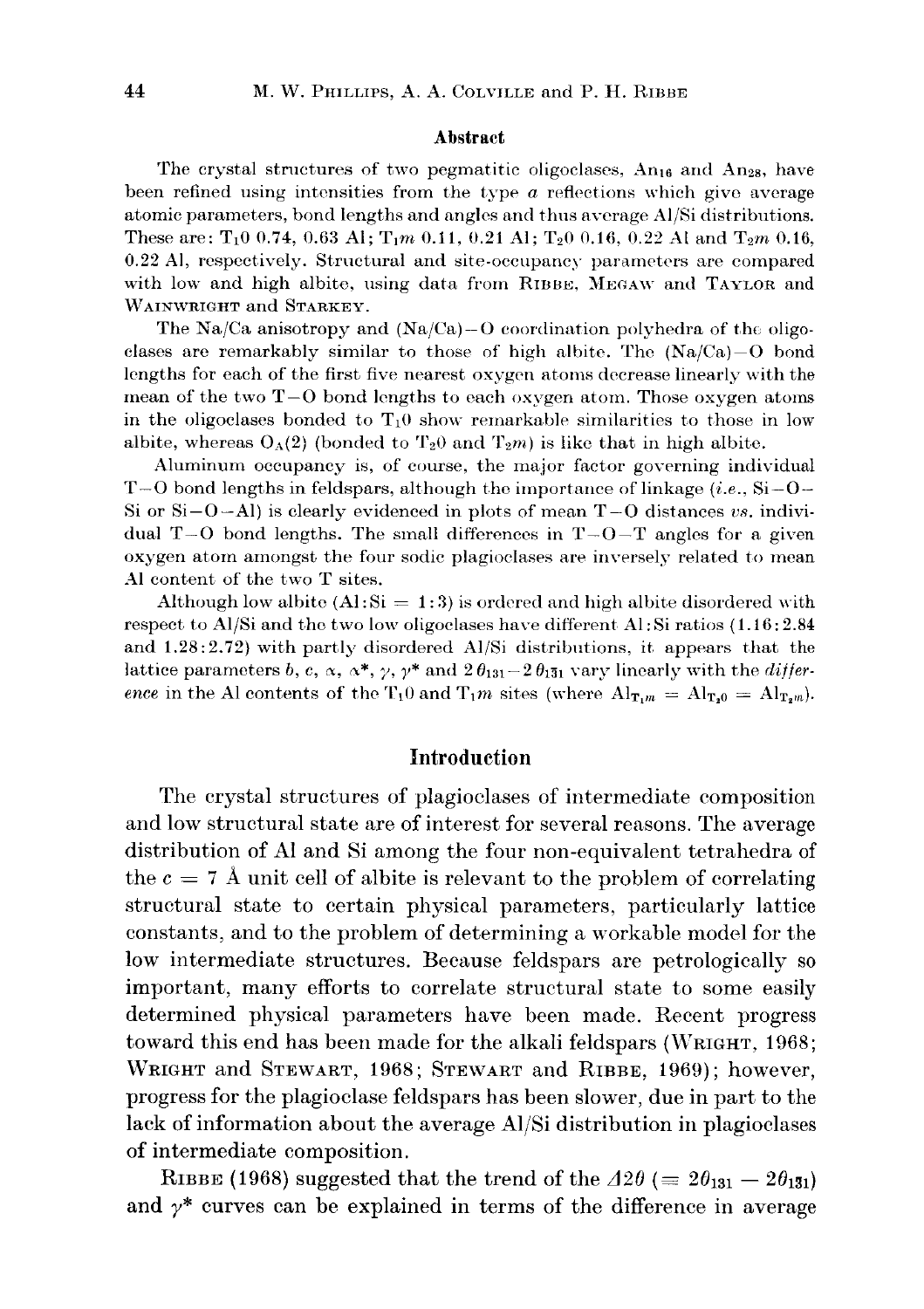## Abstract

The crystal structures of two pegmatitic oligoclases, $An_{16}$ and $An_{28}$, have been refined using intensities from the type *a* reflections which give average atomic parameters, bond lengths and angles and thus average Al/Si distributions. These are: $T_1 0$ 0.74, 0.63 Al; $T_1 m$ 0.11, 0.21 Al; $T_2 0$ 0.16, 0.22 Al and $T_2 m$ 0.16, 0.22 Al, respectively. Structural and site-occupancy parameters are compared with low and high albite, using data from RIBBE, MEGAW and TAYLOR and WAINWRIGHT and STARKEY.

The Na/Ca anisotropy and (Na/Ca)–O coordination polyhedra of the oligoclases are remarkably similar to those of high albite. The (Na/Ca)–O bond lengths for each of the first five nearest oxygen atoms decrease linearly with the mean of the two T–O bond lengths to each oxygen atom. Those oxygen atoms in the oligoclases bonded to $T_1 0$ show remarkable similarities to those in low albite, whereas $O_A(2)$ (bonded to $T_2 0$ and $T_2 m$) is like that in high albite.

Aluminum occupancy is, of course, the major factor governing individual T–O bond lengths in feldspars, although the importance of linkage (*i.e.*, Si–O–Si or Si–O–Al) is clearly evidenced in plots of mean T–O distances *vs.* individual T–O bond lengths. The small differences in T–O–T angles for a given oxygen atom amongst the four sodic plagioclases are inversely related to mean Al content of the two T sites.

Although low albite (Al:Si = 1:3) is ordered and high albite disordered with respect to Al/Si and the two low oligoclases have different Al:Si ratios (1.16:2.84 and 1.28:2.72) with partly disordered Al/Si distributions, it appears that the lattice parameters $b$, $c$, $\alpha$, $\alpha^*$, $\gamma$, $\gamma^*$ and $2\theta_{131} - 2\theta_{1\bar{3}1}$ vary linearly with the *difference* in the Al contents of the $T_1 0$ and $T_1 m$ sites (where $Al_{T_1 m} = Al_{T_2 0} = Al_{T_2 m}$).

## Introduction

The crystal structures of plagioclases of intermediate composition and low structural state are of interest for several reasons. The average distribution of Al and Si among the four non-equivalent tetrahedra of the $c = 7$ Å unit cell of albite is relevant to the problem of correlating structural state to certain physical parameters, particularly lattice constants, and to the problem of determining a workable model for the low intermediate structures. Because feldspars are petrologically so important, many efforts to correlate structural state to some easily determined physical parameters have been made. Recent progress toward this end has been made for the alkali feldspars (WRIGHT, 1968; WRIGHT and STEWART, 1968; STEWART and RIBBE, 1969); however, progress for the plagioclase feldspars has been slower, due in part to the lack of information about the average Al/Si distribution in plagioclases of intermediate composition.

RIBBE (1968) suggested that the trend of the $\Delta 2\theta$ ($\equiv 2\theta_{131} - 2\theta_{1\bar{3}1}$) and $\gamma^*$ curves can be explained in terms of the difference in average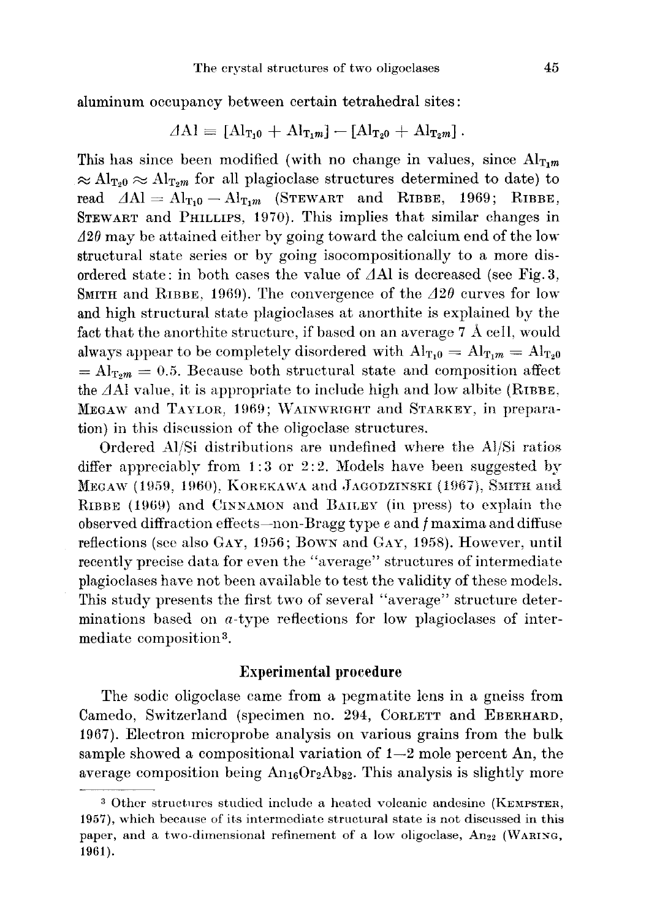aluminum occupancy between certain tetrahedral sites:

$$\Delta \mathrm{Al} \equiv [\mathrm{Al}_{\mathrm{T_10}} + \mathrm{Al}_{\mathrm{T_1}m}] - [\mathrm{Al}_{\mathrm{T_20}} + \mathrm{Al}_{\mathrm{T_2}m}] .$$

This has since been modified (with no change in values, since $\mathrm{Al}_{\mathrm{T_1}m} \approx \mathrm{Al}_{\mathrm{T_20}} \approx \mathrm{Al}_{\mathrm{T_2}m}$ for all plagioclase structures determined to date) to read $\Delta \mathrm{Al} = \mathrm{Al}_{\mathrm{T_10}} - \mathrm{Al}_{\mathrm{T_1}m}$ (Stewart and Ribbe, 1969; Ribbe, Stewart and Phillips, 1970). This implies that similar changes in $\Delta 2\theta$ may be attained either by going toward the calcium end of the low structural state series or by going isocompositionally to a more disordered state: in both cases the value of $\Delta$Al is decreased (see Fig. 3, Smith and Ribbe, 1969). The convergence of the $\Delta 2\theta$ curves for low and high structural state plagioclases at anorthite is explained by the fact that the anorthite structure, if based on an average 7 Å cell, would always appear to be completely disordered with $\mathrm{Al}_{\mathrm{T_10}} = \mathrm{Al}_{\mathrm{T_1}m} = \mathrm{Al}_{\mathrm{T_20}} = \mathrm{Al}_{\mathrm{T_2}m} = 0.5$. Because both structural state and composition affect the $\Delta$Al value, it is appropriate to include high and low albite (Ribbe, Megaw and Taylor, 1969; Wainwright and Starkey, in preparation) in this discussion of the oligoclase structures.

Ordered Al/Si distributions are undefined where the Al/Si ratios differ appreciably from 1:3 or 2:2. Models have been suggested by Megaw (1959, 1960), Korekawa and Jagodzinski (1967), Smith and Ribbe (1969) and Cinnamon and Bailey (in press) to explain the observed diffraction effects—non-Bragg type *e* and *f* maxima and diffuse reflections (see also Gay, 1956; Bown and Gay, 1958). However, until recently precise data for even the "average" structures of intermediate plagioclases have not been available to test the validity of these models. This study presents the first two of several "average" structure determinations based on *a*-type reflections for low plagioclases of intermediate composition[3].

## Experimental procedure

The sodic oligoclase came from a pegmatite lens in a gneiss from Camedo, Switzerland (specimen no. 294, Corlett and Eberhard, 1967). Electron microprobe analysis on various grains from the bulk sample showed a compositional variation of 1—2 mole percent An, the average composition being $\mathrm{An_{16}Or_2Ab_{82}}$. This analysis is slightly more

[3] Other structures studied include a heated volcanic andesine (Kempster, 1957), which because of its intermediate structural state is not discussed in this paper, and a two-dimensional refinement of a low oligoclase, $\mathrm{An_{22}}$ (Waring, 1961).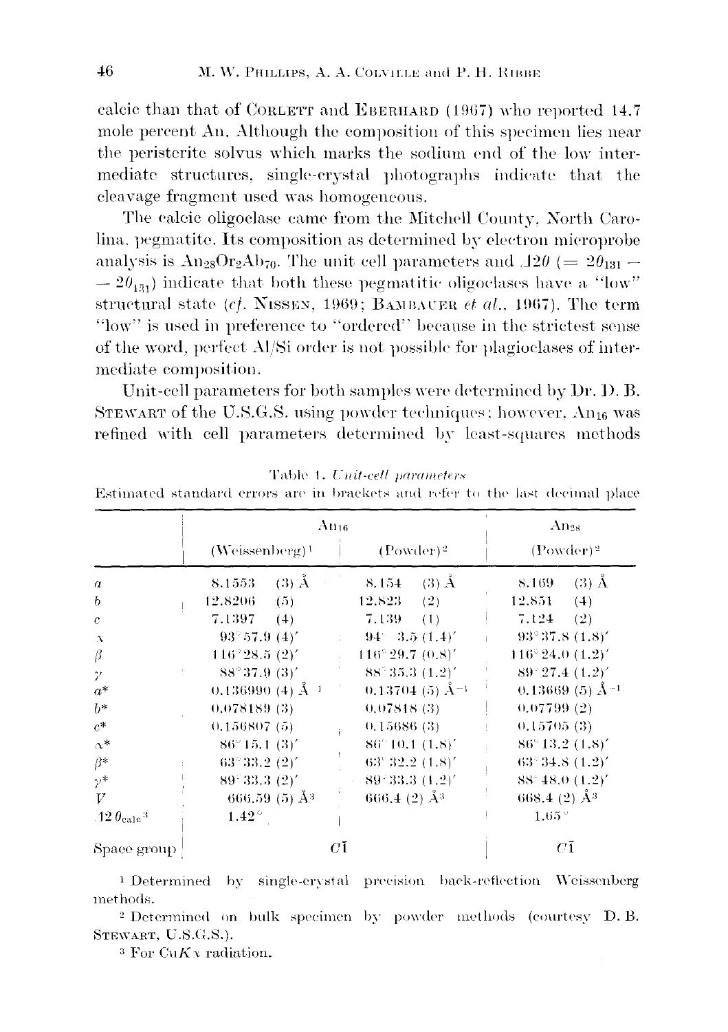calcic than that of CORLETT and EBERHARD (1967) who reported 14.7 mole percent An. Although the composition of this specimen lies near the peristerite solvus which marks the sodium end of the low intermediate structures, single-crystal photographs indicate that the cleavage fragment used was homogeneous.

The calcic oligoclase came from the Mitchell County, North Carolina, pegmatite. Its composition as determined by electron microprobe analysis is $An_{28}Or_{2}Ab_{70}$. The unit cell parameters and $\Delta 2\theta$ $(= 2\theta_{131} - 2\theta_{1\bar{3}1})$ indicate that both these pegmatitic oligoclases have a "low" structural state (*cf.* NISSEN, 1969; BAMBAUER *et al.*, 1967). The term "low" is used in preference to "ordered" because in the strictest sense of the word, perfect Al/Si order is not possible for plagioclases of intermediate composition.

Unit-cell parameters for both samples were determined by Dr. D. B. STEWART of the U.S.G.S. using powder techniques; however, $An_{16}$ was refined with cell parameters determined by least-squares methods

Table 1. *Unit-cell parameters*

Estimated standard errors are in brackets and refer to the last decimal place

| | $An_{16}$ | | $An_{28}$ |
|---|---|---|---|
| | (Weissenberg)[1] | (Powder)[2] | (Powder)[2] |
| $a$ | 8.1553 (3) Å | 8.154 (3) Å | 8.169 (3) Å |
| $b$ | 12.8206 (5) | 12.823 (2) | 12.851 (4) |
| $c$ | 7.1397 (4) | 7.139 (1) | 7.124 (2) |
| $\alpha$ | 93°57.9 (4)′ | 94° 3.5 (1.4)′ | 93°37.8 (1.8)′ |
| $\beta$ | 116°28.5 (2)′ | 116°29.7 (0.8)′ | 116°24.0 (1.2)′ |
| $\gamma$ | 88°37.9 (3)′ | 88°35.3 (1.2)′ | 89°27.4 (1.2)′ |
| $a^*$ | 0.136990 (4) Å$^{-1}$ | 0.13704 (5) Å$^{-1}$ | 0.13669 (5) Å$^{-1}$ |
| $b^*$ | 0.078189 (3) | 0.07818 (3) | 0.07799 (2) |
| $c^*$ | 0.156807 (5) | 0.15686 (3) | 0.15705 (3) |
| $\alpha^*$ | 86°15.1 (3)′ | 86°10.1 (1.8)′ | 86°13.2 (1.8)′ |
| $\beta^*$ | 63°33.2 (2)′ | 63°32.2 (1.8)′ | 63°34.8 (1.2)′ |
| $\gamma^*$ | 89°33.3 (2)′ | 89°33.3 (1.2)′ | 88°48.0 (1.2)′ |
| $V$ | 666.59 (5) Å$^3$ | 666.4 (2) Å$^3$ | 668.4 (2) Å$^3$ |
| $\Delta 2\theta_{calc}$[3] | 1.42° | | 1.65° |
| Space group | $C\bar{1}$ | | $C\bar{1}$ |

[1] Determined by single-crystal precision back-reflection Weissenberg methods.

[2] Determined on bulk specimen by powder methods (courtesy D. B. STEWART, U.S.G.S.).

[3] For Cu$K\alpha$ radiation.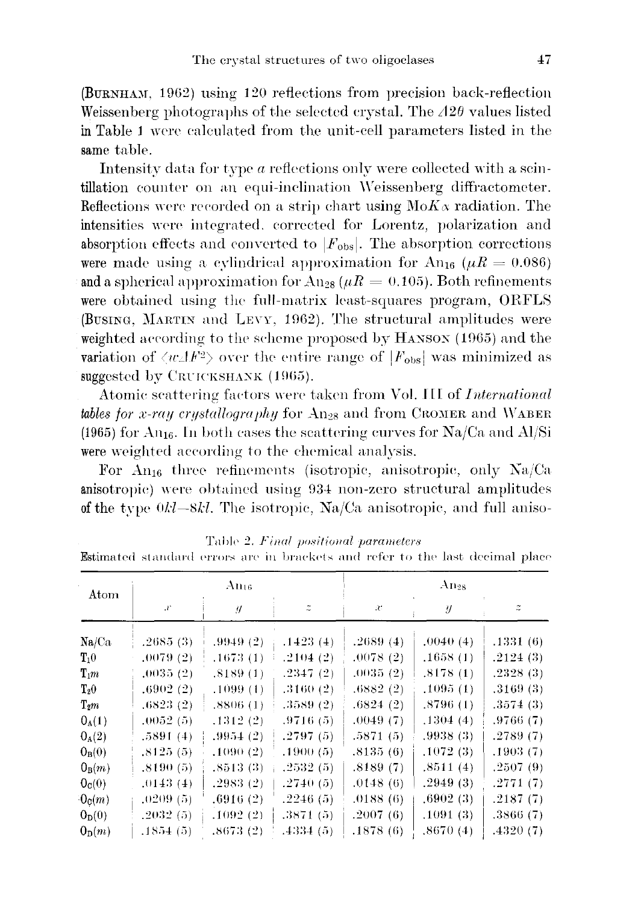(BURNHAM, 1962) using 120 reflections from precision back-reflection Weissenberg photographs of the selected crystal. The $\Delta 2\theta$ values listed in Table 1 were calculated from the unit-cell parameters listed in the same table.

Intensity data for type *a* reflections only were collected with a scintillation counter on an equi-inclination Weissenberg diffractometer. Reflections were recorded on a strip chart using Mo$K\alpha$ radiation. The intensities were integrated, corrected for Lorentz, polarization and absorption effects and converted to $|F_{obs}|$. The absorption corrections were made using a cylindrical approximation for $An_{16}$ ($\mu R = 0.086$) and a spherical approximation for $An_{28}$ ($\mu R = 0.105$). Both refinements were obtained using the full-matrix least-squares program, ORFLS (BUSING, MARTIN and LEVY, 1962). The structural amplitudes were weighted according to the scheme proposed by HANSON (1965) and the variation of $\langle w\Delta F^2 \rangle$ over the entire range of $|F_{obs}|$ was minimized as suggested by CRUICKSHANK (1965).

Atomic scattering factors were taken from Vol. III of *International tables for x-ray crystallography* for $An_{28}$ and from CROMER and WABER (1965) for $An_{16}$. In both cases the scattering curves for Na/Ca and Al/Si were weighted according to the chemical analysis.

For $An_{16}$ three refinements (isotropic, anisotropic, only Na/Ca anisotropic) were obtained using 934 non-zero structural amplitudes of the type $0kl$—$8kl$. The isotropic, Na/Ca anisotropic, and full aniso-

Table 2. *Final positional parameters*

Estimated standard errors are in brackets and refer to the last decimal place

| Atom | $An_{16}$ | | | $An_{28}$ | | |
|---|---|---|---|---|---|---|
| | $x$ | $y$ | $z$ | $x$ | $y$ | $z$ |
| Na/Ca | .2685 (3) | .9949 (2) | .1423 (4) | .2689 (4) | .0040 (4) | .1331 (6) |
| $T_1 0$ | .0079 (2) | .1673 (1) | .2104 (2) | .0078 (2) | .1658 (1) | .2124 (3) |
| $T_1 m$ | .0035 (2) | .8189 (1) | .2347 (2) | .0035 (2) | .8178 (1) | .2328 (3) |
| $T_2 0$ | .6902 (2) | .1099 (1) | .3160 (2) | .6882 (2) | .1095 (1) | .3169 (3) |
| $T_2 m$ | .6823 (2) | .8806 (1) | .3589 (2) | .6824 (2) | .8796 (1) | .3574 (3) |
| $O_A(1)$ | .0052 (5) | .1312 (2) | .9716 (5) | .0049 (7) | .1304 (4) | .9766 (7) |
| $O_A(2)$ | .5891 (4) | .9954 (2) | .2797 (5) | .5871 (5) | .9938 (3) | .2789 (7) |
| $O_B(0)$ | .8125 (5) | .1090 (2) | .1900 (5) | .8135 (6) | .1072 (3) | .1903 (7) |
| $O_B(m)$ | .8190 (5) | .8513 (3) | .2532 (5) | .8189 (7) | .8511 (4) | .2507 (9) |
| $O_C(0)$ | .0143 (4) | .2983 (2) | .2740 (5) | .0148 (6) | .2949 (3) | .2771 (7) |
| $O_C(m)$ | .0209 (5) | .6916 (2) | .2246 (5) | .0188 (6) | .6902 (3) | .2187 (7) |
| $O_D(0)$ | .2032 (5) | .1092 (2) | .3871 (5) | .2007 (6) | .1091 (3) | .3866 (7) |
| $O_D(m)$ | .1854 (5) | .8673 (2) | .4334 (5) | .1878 (6) | .8670 (4) | .4320 (7) |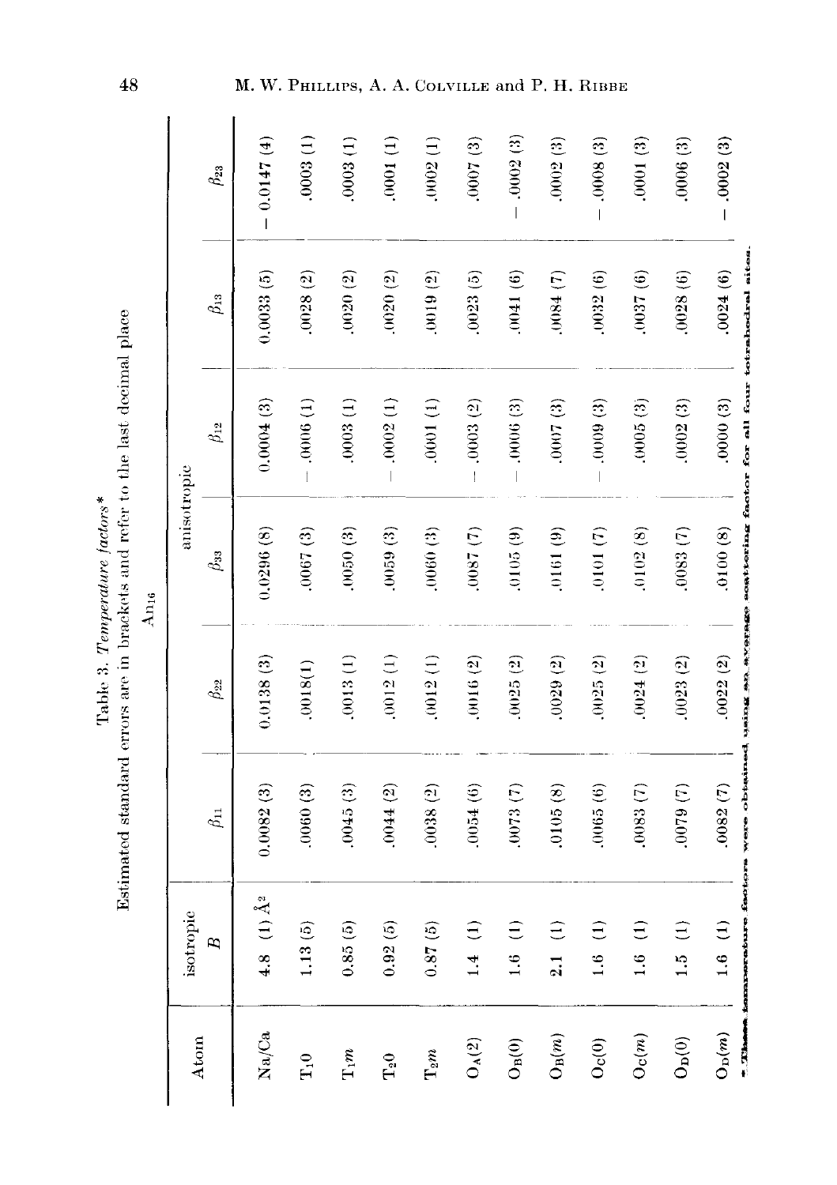Table 3. *Temperature factors**
Estimated standard errors are in brackets and refer to the last decimal place

$An_{16}$

| Atom | isotropic $B$ | anisotropic $\beta_{11}$ | $\beta_{22}$ | $\beta_{33}$ | $\beta_{12}$ | $\beta_{13}$ | $\beta_{23}$ |
|---|---|---|---|---|---|---|---|
| Na/Ca | 4.8 (1) Å$^2$ | 0.0082 (3) | 0.0138 (3) | 0.0296 (8) | 0.0004 (3) | 0.0033 (5) | − 0.0147 (4) |
| $T_1 0$ | 1.13 (5) | .0060 (3) | .0018(1) | .0067 (3) | − .0006 (1) | .0028 (2) | .0003 (1) |
| $T_1 m$ | 0.85 (5) | .0045 (3) | .0013 (1) | .0050 (3) | .0003 (1) | .0020 (2) | .0003 (1) |
| $T_2 0$ | 0.92 (5) | .0044 (2) | .0012 (1) | .0059 (3) | − .0002 (1) | .0020 (2) | .0001 (1) |
| $T_2 m$ | 0.87 (5) | .0038 (2) | .0012 (1) | .0060 (3) | .0001 (1) | .0019 (2) | .0002 (1) |
| $O_A(2)$ | 1.4 (1) | .0054 (6) | .0016 (2) | .0087 (7) | − .0003 (2) | .0023 (5) | .0007 (3) |
| $O_B(0)$ | 1.6 (1) | .0073 (7) | .0025 (2) | .0105 (9) | − .0006 (3) | .0041 (6) | − .0002 (3) |
| $O_B(m)$ | 2.1 (1) | .0105 (8) | .0029 (2) | .0161 (9) | .0007 (3) | .0084 (7) | .0002 (3) |
| $O_C(0)$ | 1.6 (1) | .0065 (6) | .0025 (2) | .0101 (7) | − .0009 (3) | .0032 (6) | − .0008 (3) |
| $O_C(m)$ | 1.6 (1) | .0083 (7) | .0024 (2) | .0102 (8) | .0005 (3) | .0037 (6) | .0001 (3) |
| $O_D(0)$ | 1.5 (1) | .0079 (7) | .0023 (2) | .0083 (7) | .0002 (3) | .0028 (6) | .0006 (3) |
| $O_D(m)$ | 1.6 (1) | .0082 (7) | .0022 (2) | .0100 (8) | .0000 (3) | .0024 (6) | − .0002 (3) |

* These temperature factors were obtained using an average scattering factor for all four tetrahedral sites.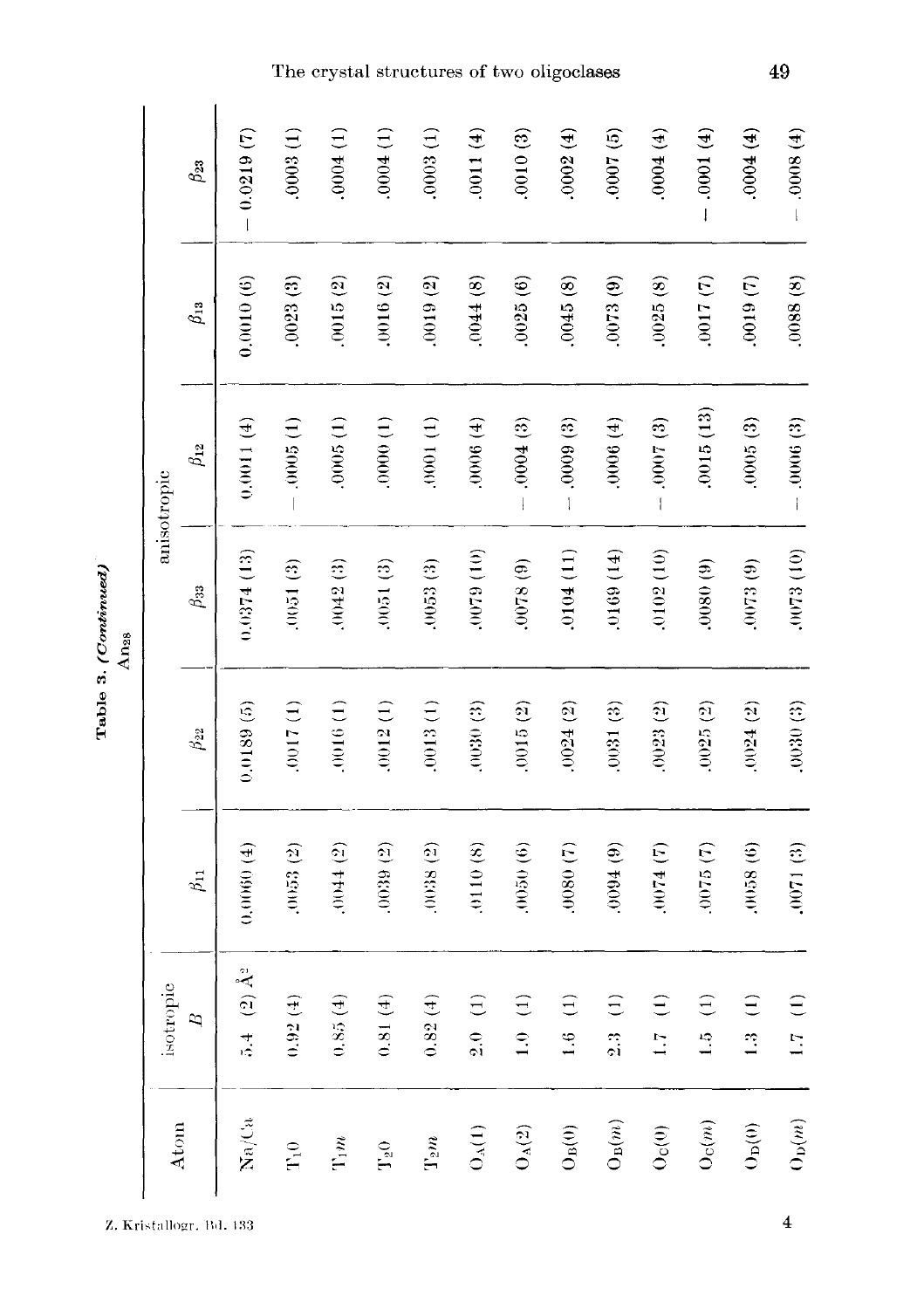**Table 3. *(Continued)***

$An_{28}$

| Atom | isotropic | anisotropic | | | | | |
|---|---|---|---|---|---|---|---|
| | $B$ | $\beta_{11}$ | $\beta_{22}$ | $\beta_{33}$ | $\beta_{12}$ | $\beta_{13}$ | $\beta_{23}$ |
| Na/Ca | 5.4 (2) Å$^2$ | 0.0060 (4) | 0.0189 (5) | 0.0374 (13) | 0.0011 (4) | 0.0010 (6) | − 0.0219 (7) |
| $T_1 0$ | 0.92 (4) | .0053 (2) | .0017 (1) | .0051 (3) | − .0005 (1) | .0023 (3) | .0003 (1) |
| $T_1 m$ | 0.85 (4) | .0044 (2) | .0016 (1) | .0042 (3) | .0005 (1) | .0015 (2) | .0004 (1) |
| $T_2 0$ | 0.81 (4) | .0039 (2) | .0012 (1) | .0051 (3) | .0000 (1) | .0016 (2) | .0004 (1) |
| $T_2 m$ | 0.82 (4) | .0038 (2) | .0013 (1) | .0053 (3) | .0001 (1) | .0019 (2) | .0003 (1) |
| $O_A(1)$ | 2.0 (1) | .0110 (8) | .0030 (3) | .0079 (10) | .0006 (4) | .0044 (8) | .0011 (4) |
| $O_A(2)$ | 1.0 (1) | .0050 (6) | .0015 (2) | .0078 (9) | − .0004 (3) | .0025 (6) | .0010 (3) |
| $O_B(0)$ | 1.6 (1) | .0080 (7) | .0024 (2) | .0104 (11) | − .0009 (3) | .0045 (8) | .0002 (4) |
| $O_B(m)$ | 2.3 (1) | .0094 (9) | .0031 (3) | .0169 (14) | .0006 (4) | .0073 (9) | .0007 (5) |
| $O_C(0)$ | 1.7 (1) | .0074 (7) | .0023 (2) | .0102 (10) | − .0007 (3) | .0025 (8) | .0004 (4) |
| $O_C(m)$ | 1.5 (1) | .0075 (7) | .0025 (2) | .0080 (9) | .0015 (13) | .0017 (7) | − .0001 (4) |
| $O_D(0)$ | 1.3 (1) | .0058 (6) | .0024 (2) | .0073 (9) | .0005 (3) | .0019 (7) | .0004 (4) |
| $O_D(m)$ | 1.7 (1) | .0071 (3) | .0030 (3) | .0073 (10) | − .0006 (3) | .0088 (8) | − .0008 (4) |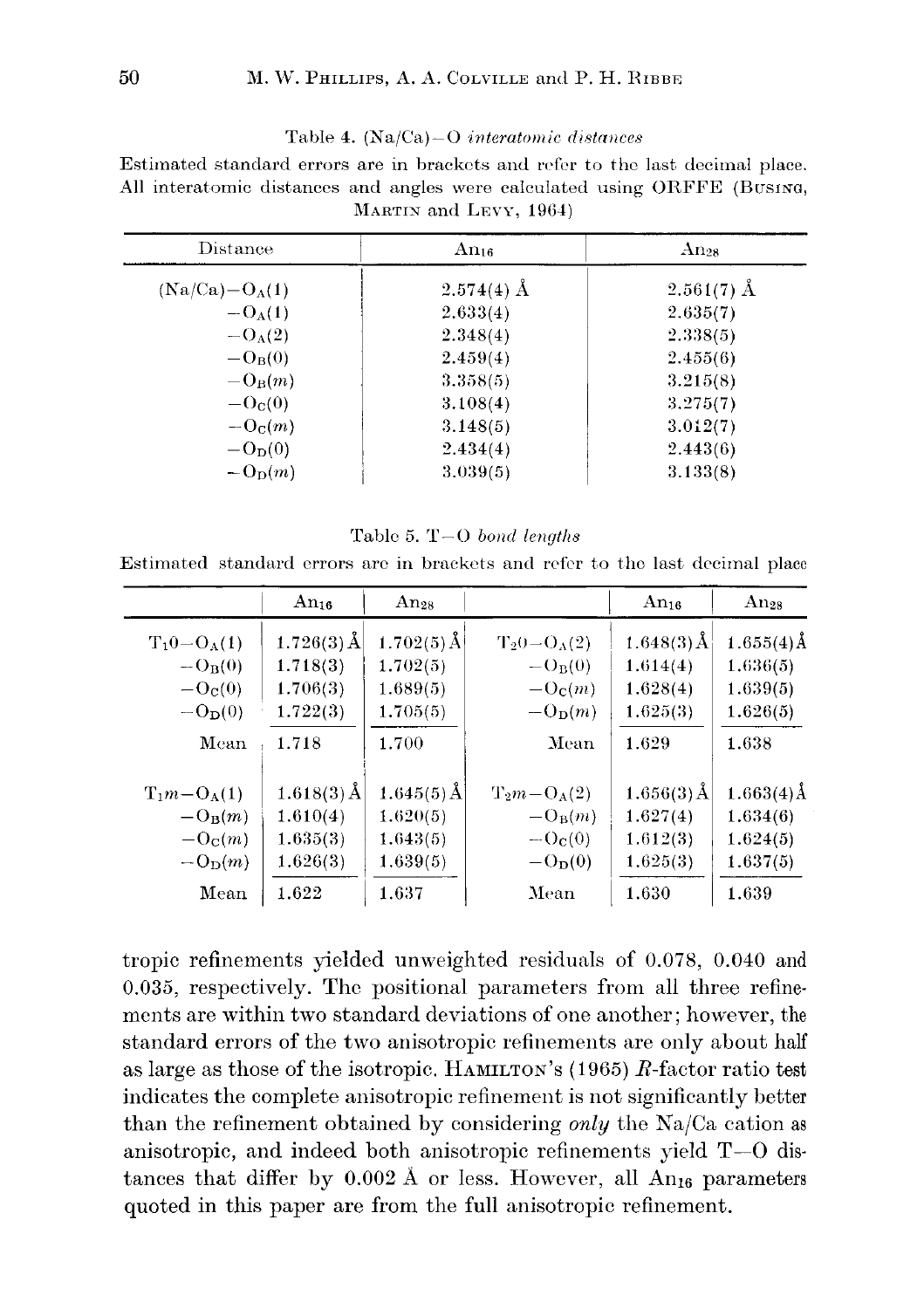Table 4. (Na/Ca)–O *interatomic distances*

Estimated standard errors are in brackets and refer to the last decimal place. All interatomic distances and angles were calculated using ORFFE (BUSING, MARTIN and LEVY, 1964)

| Distance | $An_{16}$ | $An_{28}$ |
|---|---|---|
| (Na/Ca)–$O_A(1)$ | 2.574(4) Å | 2.561(7) Å |
| –$O_A(1)$ | 2.633(4) | 2.635(7) |
| –$O_A(2)$ | 2.348(4) | 2.338(5) |
| –$O_B(0)$ | 2.459(4) | 2.455(6) |
| –$O_B(m)$ | 3.358(5) | 3.215(8) |
| –$O_C(0)$ | 3.108(4) | 3.275(7) |
| –$O_C(m)$ | 3.148(5) | 3.012(7) |
| –$O_D(0)$ | 2.434(4) | 2.443(6) |
| –$O_D(m)$ | 3.039(5) | 3.133(8) |

Table 5. T–O *bond lengths*

Estimated standard errors are in brackets and refer to the last decimal place

| | $An_{16}$ | $An_{28}$ | | $An_{16}$ | $An_{28}$ |
|---|---|---|---|---|---|
| $T_10$–$O_A(1)$ | 1.726(3) Å | 1.702(5) Å | $T_20$–$O_A(2)$ | 1.648(3) Å | 1.655(4) Å |
| –$O_B(0)$ | 1.718(3) | 1.702(5) | –$O_B(0)$ | 1.614(4) | 1.636(5) |
| –$O_C(0)$ | 1.706(3) | 1.689(5) | –$O_C(m)$ | 1.628(4) | 1.639(5) |
| –$O_D(0)$ | 1.722(3) | 1.705(5) | –$O_D(m)$ | 1.625(3) | 1.626(5) |
| Mean | 1.718 | 1.700 | Mean | 1.629 | 1.638 |
| $T_1m$–$O_A(1)$ | 1.618(3) Å | 1.645(5) Å | $T_2m$–$O_A(2)$ | 1.656(3) Å | 1.663(4) Å |
| –$O_B(m)$ | 1.610(4) | 1.620(5) | –$O_B(m)$ | 1.627(4) | 1.634(6) |
| –$O_C(m)$ | 1.635(3) | 1.643(5) | –$O_C(0)$ | 1.612(3) | 1.624(5) |
| –$O_D(m)$ | 1.626(3) | 1.639(5) | –$O_D(0)$ | 1.625(3) | 1.637(5) |
| Mean | 1.622 | 1.637 | Mean | 1.630 | 1.639 |

tropic refinements yielded unweighted residuals of 0.078, 0.040 and 0.035, respectively. The positional parameters from all three refinements are within two standard deviations of one another; however, the standard errors of the two anisotropic refinements are only about half as large as those of the isotropic. HAMILTON's (1965) $R$-factor ratio test indicates the complete anisotropic refinement is not significantly better than the refinement obtained by considering *only* the Na/Ca cation as anisotropic, and indeed both anisotropic refinements yield T–O distances that differ by 0.002 Å or less. However, all $An_{16}$ parameters quoted in this paper are from the full anisotropic refinement.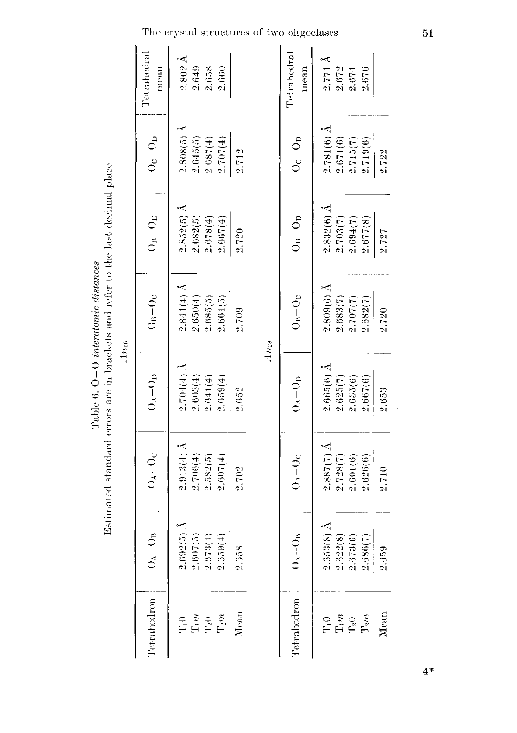Table 6. O–O *interatomic distances*

Estimated standard errors are in brackets and refer to the last decimal place

*An*$_{16}$

| Tetrahedron | $O_A-O_B$ | $O_A-O_C$ | $O_A-O_D$ | $O_B-O_C$ | $O_B-O_D$ | $O_C-O_D$ | Tetrahedral mean |
|---|---|---|---|---|---|---|---|
| $T_1 0$ | 2.692(5) Å | 2.913(4) Å | 2.704(4) Å | 2.841(4) Å | 2.852(5) Å | 2.808(5) Å | 2.802 Å |
| $T_1 m$ | 2.607(5) | 2.706(4) | 2.603(4) | 2.650(4) | 2.682(5) | 2.645(5) | 2.649 |
| $T_2 0$ | 2.673(4) | 2.582(5) | 2.641(4) | 2.685(5) | 2.678(4) | 2.687(4) | 2.658 |
| $T_2 m$ | 2.659(4) | 2.607(4) | 2.659(4) | 2.661(5) | 2.667(4) | 2.707(4) | 2.660 |
| Mean | 2.658 | 2.702 | 2.652 | 2.709 | 2.720 | 2.712 | |

*An*$_{28}$

| Tetrahedron | $O_A-O_B$ | $O_A-O_C$ | $O_A-O_D$ | $O_B-O_C$ | $O_B-O_D$ | $O_C-O_D$ | Tetrahedral mean |
|---|---|---|---|---|---|---|---|
| $T_1 0$ | 2.653(8) Å | 2.887(7) Å | 2.665(6) Å | 2.809(6) Å | 2.832(6) Å | 2.781(6) Å | 2.771 Å |
| $T_1 m$ | 2.622(8) | 2.728(7) | 2.625(7) | 2.683(7) | 2.703(7) | 2.671(6) | 2.672 |
| $T_2 0$ | 2.673(6) | 2.601(6) | 2.655(6) | 2.707(7) | 2.694(7) | 2.715(7) | 2.674 |
| $T_2 m$ | 2.686(7) | 2.626(6) | 2.667(6) | 2.682(7) | 2.677(8) | 2.719(6) | 2.676 |
| Mean | 2.659 | 2.710 | 2.653 | 2.720 | 2.727 | 2.722 | |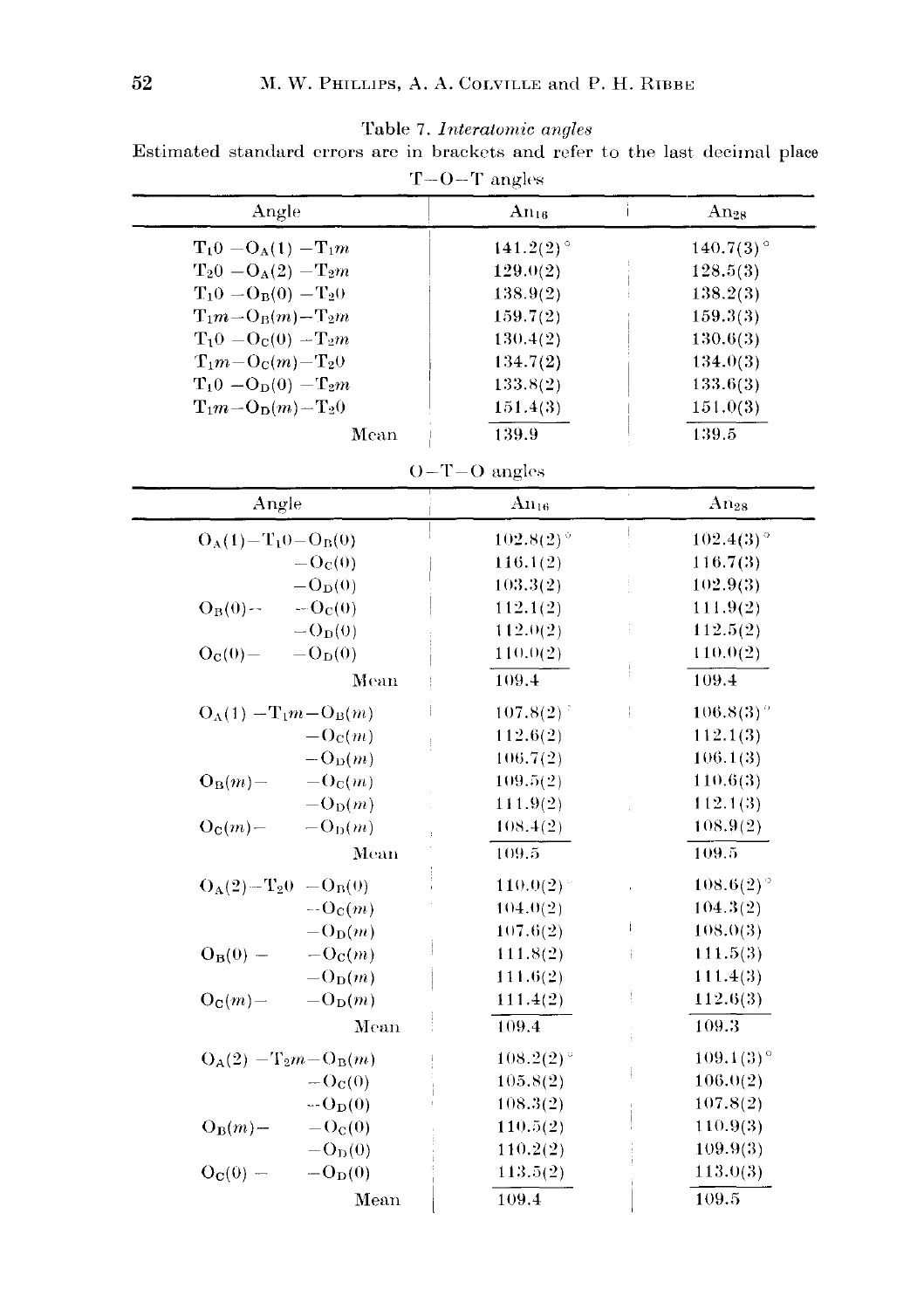Table 7. *Interatomic angles*

Estimated standard errors are in brackets and refer to the last decimal place

T–O–T angles

| Angle | $An_{16}$ | $An_{28}$ |
|---|---|---|
| $T_10 - O_A(1) - T_1m$ | 141.2(2)° | 140.7(3)° |
| $T_20 - O_A(2) - T_2m$ | 129.0(2) | 128.5(3) |
| $T_10 - O_B(0) - T_20$ | 138.9(2) | 138.2(3) |
| $T_1m - O_B(m) - T_2m$ | 159.7(2) | 159.3(3) |
| $T_10 - O_C(0) - T_2m$ | 130.4(2) | 130.6(3) |
| $T_1m - O_C(m) - T_20$ | 134.7(2) | 134.0(3) |
| $T_10 - O_D(0) - T_2m$ | 133.8(2) | 133.6(3) |
| $T_1m - O_D(m) - T_20$ | 151.4(3) | 151.0(3) |
| Mean | 139.9 | 139.5 |

O–T–O angles

| Angle | $An_{16}$ | $An_{28}$ |
|---|---|---|
| $O_A(1) - T_10 - O_B(0)$ | 102.8(2)° | 102.4(3)° |
| $- O_C(0)$ | 116.1(2) | 116.7(3) |
| $- O_D(0)$ | 103.3(2) | 102.9(3) |
| $O_B(0) - \; - O_C(0)$ | 112.1(2) | 111.9(2) |
| $- O_D(0)$ | 112.0(2) | 112.5(2) |
| $O_C(0) - \; - O_D(0)$ | 110.0(2) | 110.0(2) |
| Mean | 109.4 | 109.4 |
| $O_A(1) - T_1m - O_B(m)$ | 107.8(2)° | 106.8(3)° |
| $- O_C(m)$ | 112.6(2) | 112.1(3) |
| $- O_D(m)$ | 106.7(2) | 106.1(3) |
| $O_B(m) - \; - O_C(m)$ | 109.5(2) | 110.6(3) |
| $- O_D(m)$ | 111.9(2) | 112.1(3) |
| $O_C(m) - \; - O_D(m)$ | 108.4(2) | 108.9(2) |
| Mean | 109.5 | 109.5 |
| $O_A(2) - T_20 - O_B(0)$ | 110.0(2)° | 108.6(2)° |
| $- O_C(m)$ | 104.0(2) | 104.3(2) |
| $- O_D(m)$ | 107.6(2) | 108.0(3) |
| $O_B(0) - \; - O_C(m)$ | 111.8(2) | 111.5(3) |
| $- O_D(m)$ | 111.6(2) | 111.4(3) |
| $O_C(m) - \; - O_D(m)$ | 111.4(2) | 112.6(3) |
| Mean | 109.4 | 109.3 |
| $O_A(2) - T_2m - O_B(m)$ | 108.2(2)° | 109.1(3)° |
| $- O_C(0)$ | 105.8(2) | 106.0(2) |
| $- O_D(0)$ | 108.3(2) | 107.8(2) |
| $O_B(m) - \; - O_C(0)$ | 110.5(2) | 110.9(3) |
| $- O_D(0)$ | 110.2(2) | 109.9(3) |
| $O_C(0) - \; - O_D(0)$ | 113.5(2) | 113.0(3) |
| Mean | 109.4 | 109.5 |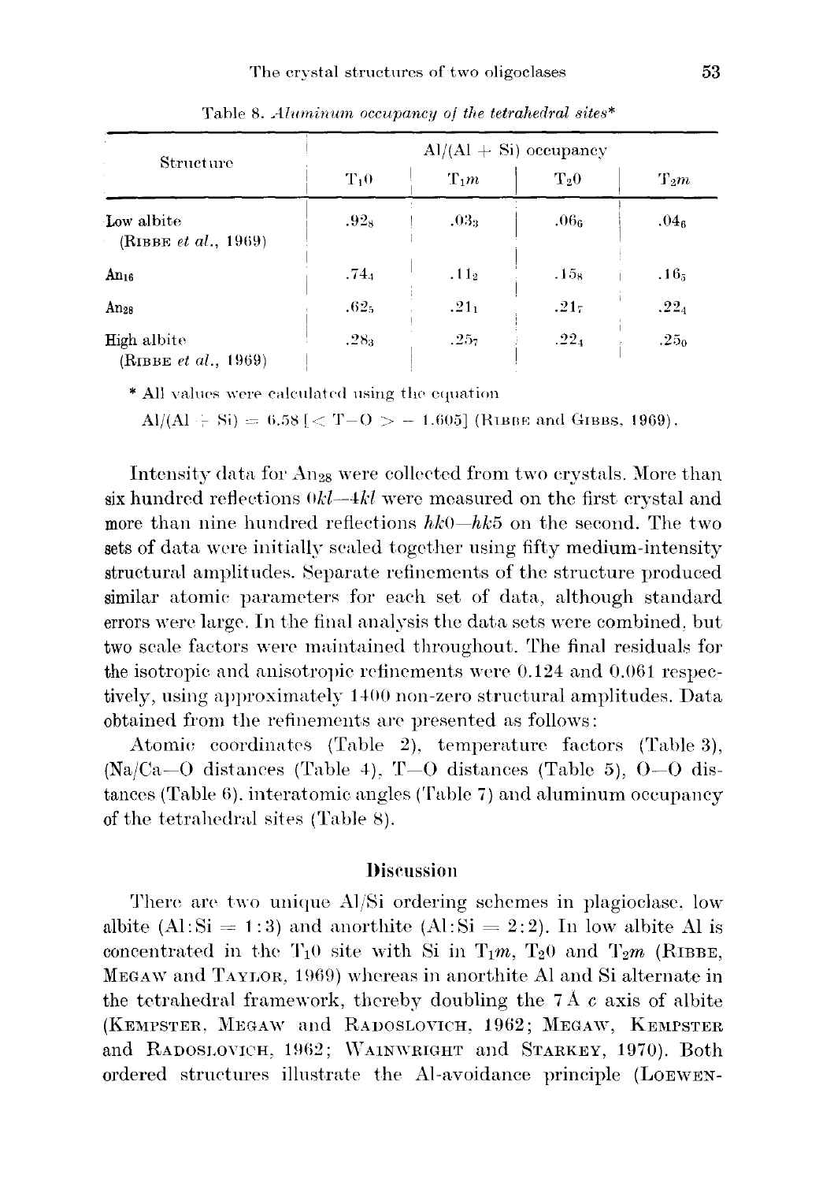Table 8. *Aluminum occupancy of the tetrahedral sites**

| Structure | Al/(Al + Si) occupancy | | | |
|---|---|---|---|---|
| | $T_10$ | $T_1m$ | $T_20$ | $T_2m$ |
| Low albite (RIBBE *et al.*, 1969) | $.92_8$ | $.03_3$ | $.06_6$ | $.04_6$ |
| $An_{16}$ | $.74_4$ | $.11_2$ | $.15_8$ | $.16_5$ |
| $An_{28}$ | $.62_5$ | $.21_1$ | $.21_7$ | $.22_4$ |
| High albite (RIBBE *et al.*, 1969) | $.28_3$ | $.25_7$ | $.22_4$ | $.25_0$ |

\* All values were calculated using the equation

$Al/(Al + Si) = 6.58 [< T{-}O > - 1.605]$ (RIBBE and GIBBS, 1969).

Intensity data for $An_{28}$ were collected from two crystals. More than six hundred reflections $0kl$—$4kl$ were measured on the first crystal and more than nine hundred reflections $hk0$—$hk5$ on the second. The two sets of data were initially scaled together using fifty medium-intensity structural amplitudes. Separate refinements of the structure produced similar atomic parameters for each set of data, although standard errors were large. In the final analysis the data sets were combined, but two scale factors were maintained throughout. The final residuals for the isotropic and anisotropic refinements were 0.124 and 0.061 respectively, using approximately 1400 non-zero structural amplitudes. Data obtained from the refinements are presented as follows:

Atomic coordinates (Table 2), temperature factors (Table 3), (Na/Ca—O distances (Table 4), T—O distances (Table 5), O—O distances (Table 6), interatomic angles (Table 7) and aluminum occupancy of the tetrahedral sites (Table 8).

## Discussion

There are two unique Al/Si ordering schemes in plagioclase, low albite (Al:Si = 1:3) and anorthite (Al:Si = 2:2). In low albite Al is concentrated in the $T_10$ site with Si in $T_1m$, $T_20$ and $T_2m$ (RIBBE, MEGAW and TAYLOR, 1969) whereas in anorthite Al and Si alternate in the tetrahedral framework, thereby doubling the 7 Å $c$ axis of albite (KEMPSTER, MEGAW and RADOSLOVICH, 1962; MEGAW, KEMPSTER and RADOSLOVICH, 1962; WAINWRIGHT and STARKEY, 1970). Both ordered structures illustrate the Al-avoidance principle (LOEWEN-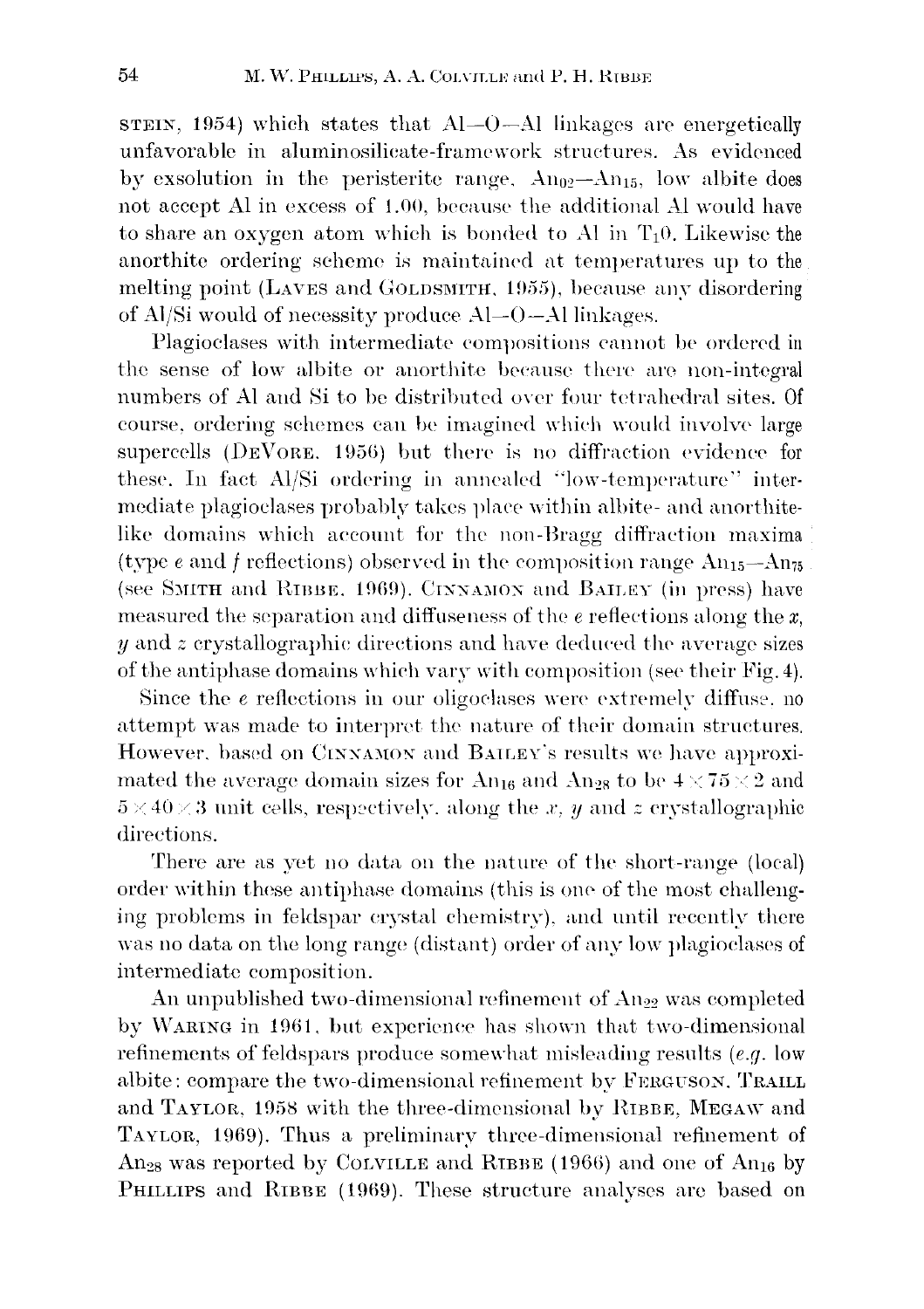STEIN, 1954) which states that Al—O—Al linkages are energetically unfavorable in aluminosilicate-framework structures. As evidenced by exsolution in the peristerite range, $An_{02}$—$An_{15}$, low albite does not accept Al in excess of 1.00, because the additional Al would have to share an oxygen atom which is bonded to Al in $T_1 0$. Likewise the anorthite ordering scheme is maintained at temperatures up to the melting point (LAVES and GOLDSMITH, 1955), because any disordering of Al/Si would of necessity produce Al—O—Al linkages.

Plagioclases with intermediate compositions cannot be ordered in the sense of low albite or anorthite because there are non-integral numbers of Al and Si to be distributed over four tetrahedral sites. Of course, ordering schemes can be imagined which would involve large supercells (DEVORE, 1956) but there is no diffraction evidence for these. In fact Al/Si ordering in annealed "low-temperature" intermediate plagioclases probably takes place within albite- and anorthite-like domains which account for the non-Bragg diffraction maxima (type *e* and *f* reflections) observed in the composition range $An_{15}$—$An_{75}$ (see SMITH and RIBBE, 1969). CINNAMON and BAILEY (in press) have measured the separation and diffuseness of the *e* reflections along the *x*, *y* and *z* crystallographic directions and have deduced the average sizes of the antiphase domains which vary with composition (see their Fig. 4).

Since the *e* reflections in our oligoclases were extremely diffuse, no attempt was made to interpret the nature of their domain structures. However, based on CINNAMON and BAILEY's results we have approximated the average domain sizes for $An_{16}$ and $An_{28}$ to be $4 \times 75 \times 2$ and $5 \times 40 \times 3$ unit cells, respectively, along the *x*, *y* and *z* crystallographic directions.

There are as yet no data on the nature of the short-range (local) order within these antiphase domains (this is one of the most challenging problems in feldspar crystal chemistry), and until recently there was no data on the long range (distant) order of any low plagioclases of intermediate composition.

An unpublished two-dimensional refinement of $An_{22}$ was completed by WARING in 1961, but experience has shown that two-dimensional refinements of feldspars produce somewhat misleading results (*e.g.* low albite: compare the two-dimensional refinement by FERGUSON, TRAILL and TAYLOR, 1958 with the three-dimensional by RIBBE, MEGAW and TAYLOR, 1969). Thus a preliminary three-dimensional refinement of $An_{28}$ was reported by COLVILLE and RIBBE (1966) and one of $An_{16}$ by PHILLIPS and RIBBE (1969). These structure analyses are based on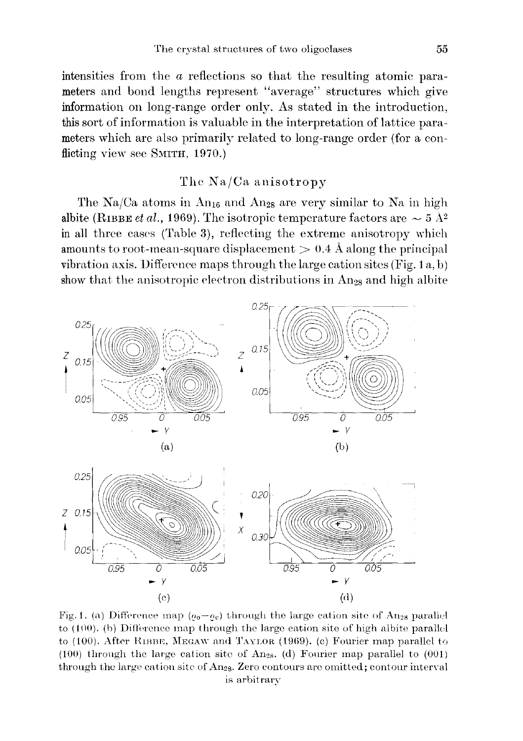intensities from the *a* reflections so that the resulting atomic parameters and bond lengths represent "average" structures which give information on long-range order only. As stated in the introduction, this sort of information is valuable in the interpretation of lattice parameters which are also primarily related to long-range order (for a conflicting view see SMITH, 1970.)

## The Na/Ca anisotropy

The Na/Ca atoms in $An_{16}$ and $An_{28}$ are very similar to Na in high albite (RIBBE *et al.*, 1969). The isotropic temperature factors are $\sim 5$ Å$^2$ in all three cases (Table 3), reflecting the extreme anisotropy which amounts to root-mean-square displacement $> 0.4$ Å along the principal vibration axis. Difference maps through the large cation sites (Fig. 1a, b) show that the anisotropic electron distributions in $An_{28}$ and high albite

Fig. 1. (a) Difference map ($\varrho_o - \varrho_c$) through the large cation site of $An_{28}$ parallel to (100). (b) Difference map through the large cation site of high albite parallel to (100). After RIBBE, MEGAW and TAYLOR (1969). (c) Fourier map parallel to (100) through the large cation site of $An_{28}$. (d) Fourier map parallel to (001) through the large cation site of $An_{28}$. Zero contours are omitted; contour interval is arbitrary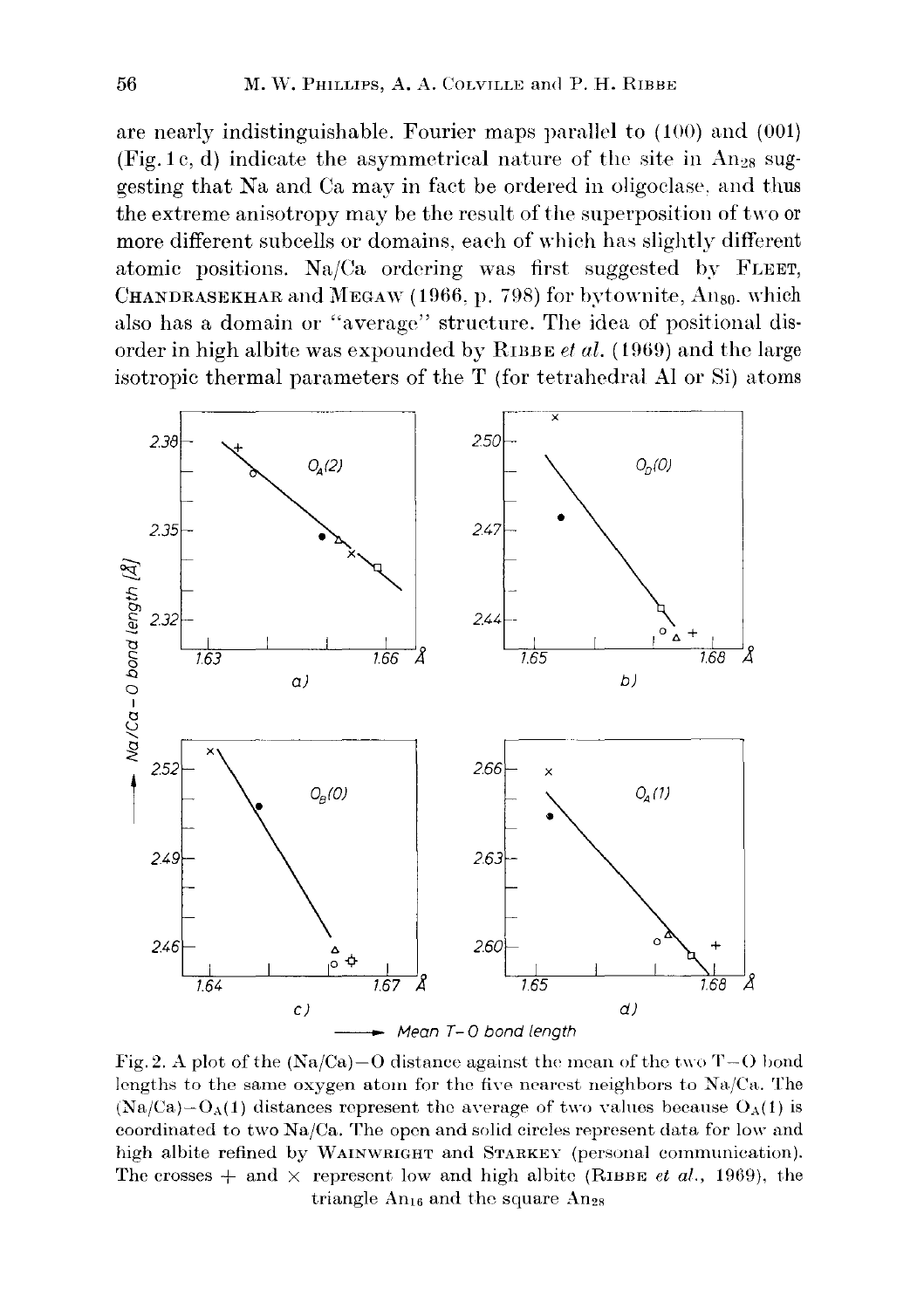are nearly indistinguishable. Fourier maps parallel to (100) and (001) (Fig. 1c, d) indicate the asymmetrical nature of the site in $An_{28}$ suggesting that Na and Ca may in fact be ordered in oligoclase, and thus the extreme anisotropy may be the result of the superposition of two or more different subcells or domains, each of which has slightly different atomic positions. Na/Ca ordering was first suggested by FLEET, CHANDRASEKHAR and MEGAW (1966, p. 798) for bytownite, $An_{80}$, which also has a domain or "average" structure. The idea of positional disorder in high albite was expounded by RIBBE *et al.* (1969) and the large isotropic thermal parameters of the T (for tetrahedral Al or Si) atoms

Fig. 2. A plot of the (Na/Ca)–O distance against the mean of the two T–O bond lengths to the same oxygen atom for the five nearest neighbors to Na/Ca. The (Na/Ca)–$O_A(1)$ distances represent the average of two values because $O_A(1)$ is coordinated to two Na/Ca. The open and solid circles represent data for low and high albite refined by WAINWRIGHT and STARKEY (personal communication). The crosses + and × represent low and high albite (RIBBE *et al.*, 1969), the triangle $An_{16}$ and the square $An_{28}$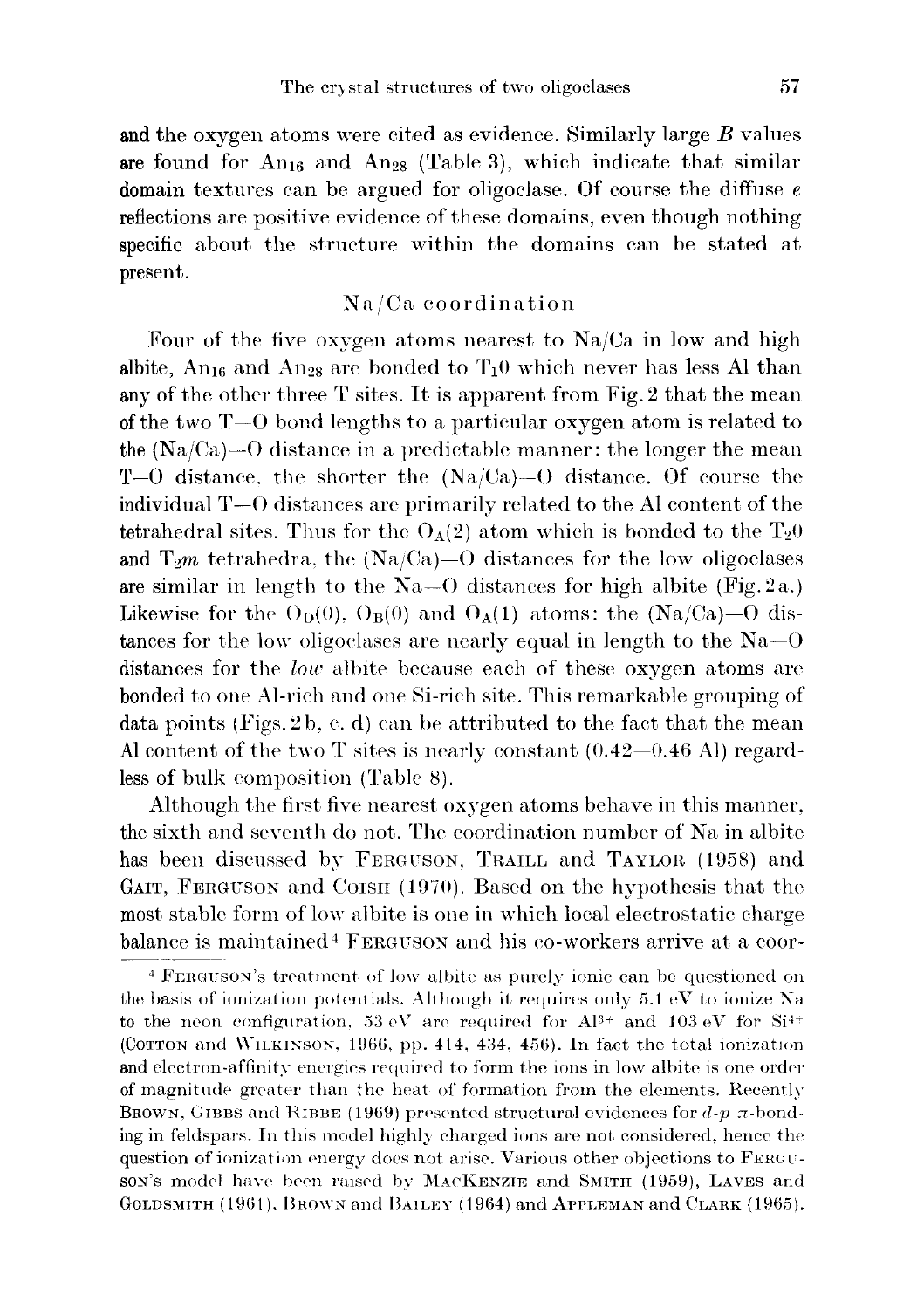and the oxygen atoms were cited as evidence. Similarly large $B$ values are found for $An_{16}$ and $An_{28}$ (Table 3), which indicate that similar domain textures can be argued for oligoclase. Of course the diffuse $e$ reflections are positive evidence of these domains, even though nothing specific about the structure within the domains can be stated at present.

## Na/Ca coordination

Four of the five oxygen atoms nearest to Na/Ca in low and high albite, $An_{16}$ and $An_{28}$ are bonded to $T_1 0$ which never has less Al than any of the other three T sites. It is apparent from Fig. 2 that the mean of the two T—O bond lengths to a particular oxygen atom is related to the (Na/Ca)—O distance in a predictable manner: the longer the mean T—O distance, the shorter the (Na/Ca)—O distance. Of course the individual T—O distances are primarily related to the Al content of the tetrahedral sites. Thus for the $O_A(2)$ atom which is bonded to the $T_2 0$ and $T_2 m$ tetrahedra, the (Na/Ca)—O distances for the low oligoclases are similar in length to the Na—O distances for high albite (Fig. 2a.) Likewise for the $O_D(0)$, $O_B(0)$ and $O_A(1)$ atoms: the (Na/Ca)—O distances for the low oligoclases are nearly equal in length to the Na—O distances for the *low* albite because each of these oxygen atoms are bonded to one Al-rich and one Si-rich site. This remarkable grouping of data points (Figs. 2b, c, d) can be attributed to the fact that the mean Al content of the two T sites is nearly constant (0.42—0.46 Al) regardless of bulk composition (Table 8).

Although the first five nearest oxygen atoms behave in this manner, the sixth and seventh do not. The coordination number of Na in albite has been discussed by FERGUSON, TRAILL and TAYLOR (1958) and GAIT, FERGUSON and COISH (1970). Based on the hypothesis that the most stable form of low albite is one in which local electrostatic charge balance is maintained[4] FERGUSON and his co-workers arrive at a coor-

[4] FERGUSON's treatment of low albite as purely ionic can be questioned on the basis of ionization potentials. Although it requires only 5.1 eV to ionize Na to the neon configuration, 53 eV are required for $Al^{3+}$ and 103 eV for $Si^{4+}$ (COTTON and WILKINSON, 1966, pp. 414, 434, 456). In fact the total ionization and electron-affinity energies required to form the ions in low albite is one order of magnitude greater than the heat of formation from the elements. Recently BROWN, GIBBS and RIBBE (1969) presented structural evidences for $d$-$p$ $\pi$-bonding in feldspars. In this model highly charged ions are not considered, hence the question of ionization energy does not arise. Various other objections to FERGUSON's model have been raised by MACKENZIE and SMITH (1959), LAVES and GOLDSMITH (1961), BROWN and BAILEY (1964) and APPLEMAN and CLARK (1965).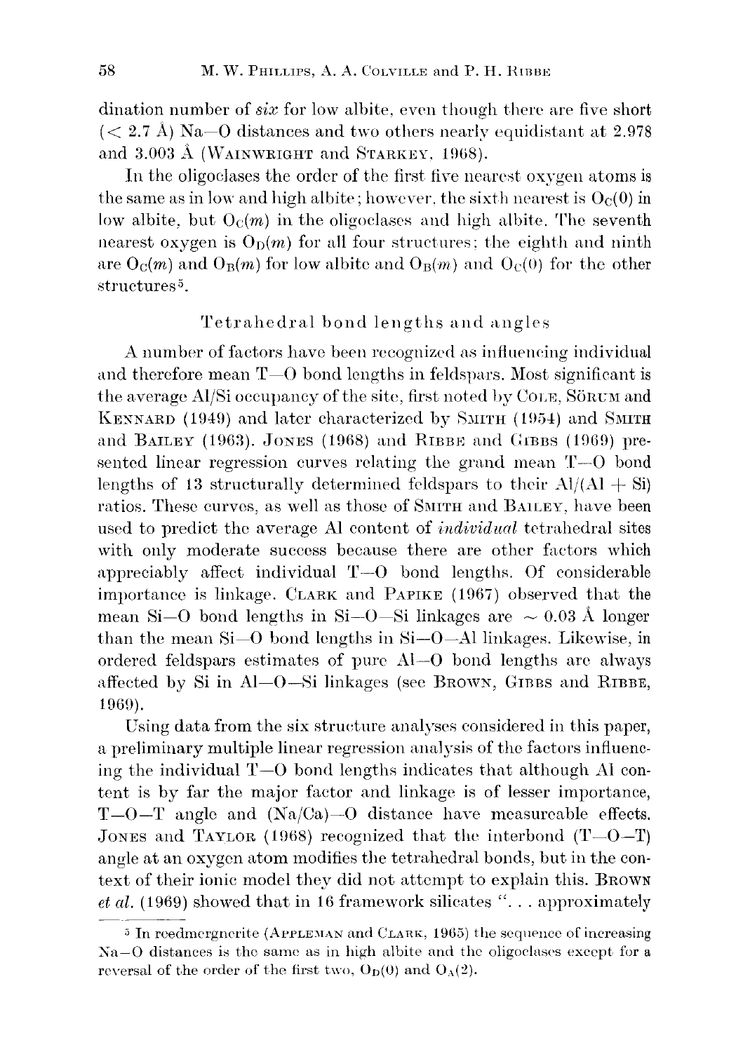dination number of *six* for low albite, even though there are five short (< 2.7 Å) Na—O distances and two others nearly equidistant at 2.978 and 3.003 Å (Wainwright and Starkey, 1968).

In the oligoclases the order of the first five nearest oxygen atoms is the same as in low and high albite; however, the sixth nearest is $O_C(0)$ in low albite, but $O_C(m)$ in the oligoclases and high albite. The seventh nearest oxygen is $O_D(m)$ for all four structures; the eighth and ninth are $O_C(m)$ and $O_B(m)$ for low albite and $O_B(m)$ and $O_C(0)$ for the other structures[5].

## Tetrahedral bond lengths and angles

A number of factors have been recognized as influencing individual and therefore mean T—O bond lengths in feldspars. Most significant is the average Al/Si occupancy of the site, first noted by Cole, Sörum and Kennard (1949) and later characterized by Smith (1954) and Smith and Bailey (1963). Jones (1968) and Ribbe and Gibbs (1969) presented linear regression curves relating the grand mean T—O bond lengths of 13 structurally determined feldspars to their Al/(Al + Si) ratios. These curves, as well as those of Smith and Bailey, have been used to predict the average Al content of *individual* tetrahedral sites with only moderate success because there are other factors which appreciably affect individual T—O bond lengths. Of considerable importance is linkage. Clark and Papike (1967) observed that the mean Si—O bond lengths in Si—O—Si linkages are ~ 0.03 Å longer than the mean Si—O bond lengths in Si—O—Al linkages. Likewise, in ordered feldspars estimates of pure Al—O bond lengths are always affected by Si in Al—O—Si linkages (see Brown, Gibbs and Ribbe, 1969).

Using data from the six structure analyses considered in this paper, a preliminary multiple linear regression analysis of the factors influencing the individual T—O bond lengths indicates that although Al content is by far the major factor and linkage is of lesser importance, T—O—T angle and (Na/Ca)—O distance have measureable effects. Jones and Taylor (1968) recognized that the interbond (T—O—T) angle at an oxygen atom modifies the tetrahedral bonds, but in the context of their ionic model they did not attempt to explain this. Brown *et al.* (1969) showed that in 16 framework silicates "... approximately

[5] In reedmergnerite (Appleman and Clark, 1965) the sequence of increasing Na—O distances is the same as in high albite and the oligoclases except for a reversal of the order of the first two, $O_D(0)$ and $O_A(2)$.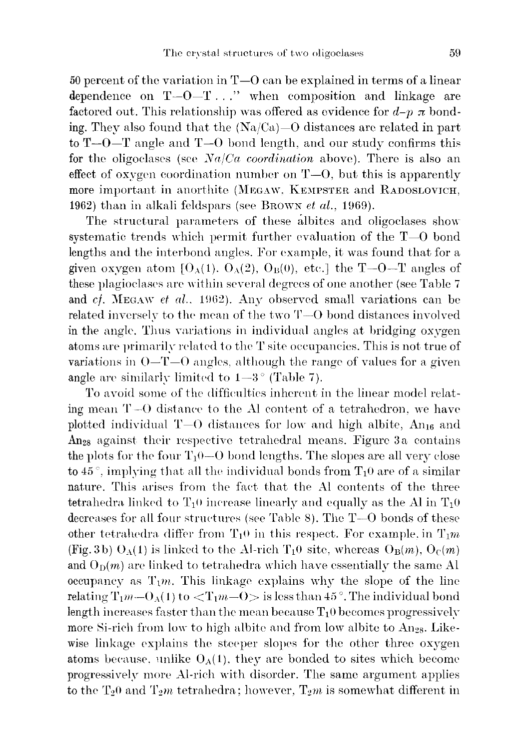50 percent of the variation in T—O can be explained in terms of a linear dependence on T—O—T ..." when composition and linkage are factored out. This relationship was offered as evidence for $d$–$p$ $\pi$ bonding. They also found that the (Na/Ca)—O distances are related in part to T—O—T angle and T—O bond length, and our study confirms this for the oligoclases (see *Na/Ca coordination* above). There is also an effect of oxygen coordination number on T—O, but this is apparently more important in anorthite (MEGAW, KEMPSTER and RADOSLOVICH, 1962) than in alkali feldspars (see BROWN *et al.*, 1969).

The structural parameters of these albites and oligoclases show systematic trends which permit further evaluation of the T—O bond lengths and the interbond angles. For example, it was found that for a given oxygen atom [$O_A(1)$, $O_A(2)$, $O_B(0)$, etc.] the T—O—T angles of these plagioclases are within several degrees of one another (see Table 7 and *cf.* MEGAW *et al.*, 1962). Any observed small variations can be related inversely to the mean of the two T—O bond distances involved in the angle. Thus variations in individual angles at bridging oxygen atoms are primarily related to the T site occupancies. This is not true of variations in O—T—O angles, although the range of values for a given angle are similarly limited to 1—3° (Table 7).

To avoid some of the difficulties inherent in the linear model relating mean T—O distance to the Al content of a tetrahedron, we have plotted individual T—O distances for low and high albite, $An_{16}$ and $An_{28}$ against their respective tetrahedral means. Figure 3a contains the plots for the four $T_10$—O bond lengths. The slopes are all very close to 45°, implying that all the individual bonds from $T_10$ are of a similar nature. This arises from the fact that the Al contents of the three tetrahedra linked to $T_10$ increase linearly and equally as the Al in $T_10$ decreases for all four structures (see Table 8). The T—O bonds of these other tetrahedra differ from $T_10$ in this respect. For example, in $T_1m$ (Fig. 3b) $O_A(1)$ is linked to the Al-rich $T_10$ site, whereas $O_B(m)$, $O_C(m)$ and $O_D(m)$ are linked to tetrahedra which have essentially the same Al occupancy as $T_1m$. This linkage explains why the slope of the line relating $T_1m$—$O_A(1)$ to $<T_1m$—O$>$ is less than 45°. The individual bond length increases faster than the mean because $T_10$ becomes progressively more Si-rich from low to high albite and from low albite to $An_{28}$. Likewise linkage explains the steeper slopes for the other three oxygen atoms because, unlike $O_A(1)$, they are bonded to sites which become progressively more Al-rich with disorder. The same argument applies to the $T_20$ and $T_2m$ tetrahedra; however, $T_2m$ is somewhat different in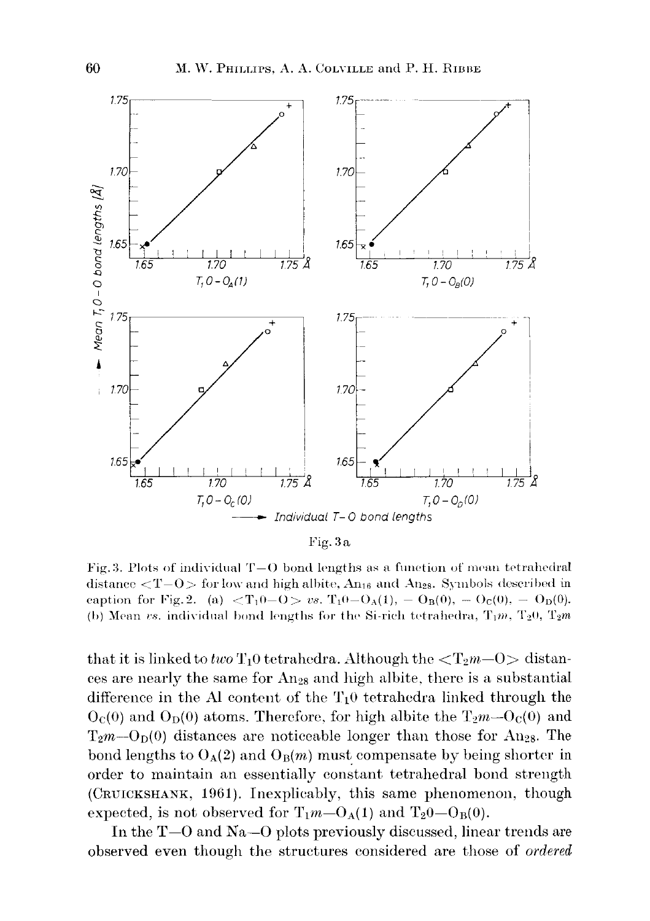Fig. 3a

Fig. 3. Plots of individual T—O bond lengths as a function of mean tetrahedral distance <T—O> for low and high albite, $An_{16}$ and $An_{28}$. Symbols described in caption for Fig. 2. (a) <$T_1$0—O> *vs*. $T_1$0—$O_A(1)$, — $O_B(0)$, — $O_C(0)$, — $O_D(0)$. (b) Mean *vs*. individual bond lengths for the Si-rich tetrahedra, $T_1m$, $T_2$0, $T_2m$

that it is linked to *two* $T_1$0 tetrahedra. Although the <$T_2m$—O> distances are nearly the same for $An_{28}$ and high albite, there is a substantial difference in the Al content of the $T_1$0 tetrahedra linked through the $O_C(0)$ and $O_D(0)$ atoms. Therefore, for high albite the $T_2m$—$O_C(0)$ and $T_2m$—$O_D(0)$ distances are noticeable longer than those for $An_{28}$. The bond lengths to $O_A(2)$ and $O_B(m)$ must compensate by being shorter in order to maintain an essentially constant tetrahedral bond strength (Cruickshank, 1961). Inexplicably, this same phenomenon, though expected, is not observed for $T_1m$—$O_A(1)$ and $T_2$0—$O_B(0)$.

In the T—O and Na—O plots previously discussed, linear trends are observed even though the structures considered are those of *ordered*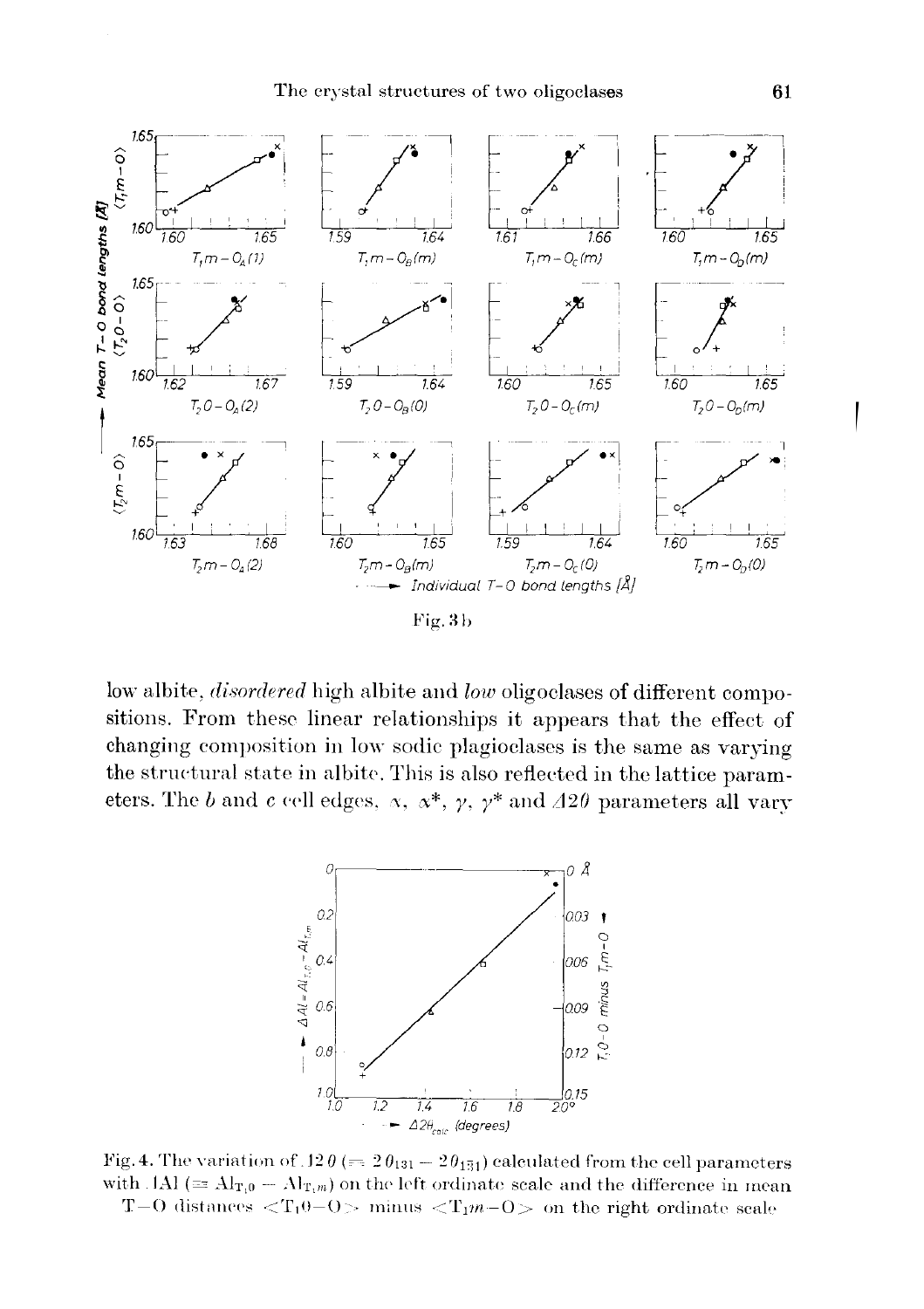Fig. 3b

low albite, *disordered* high albite and *low* oligoclases of different compositions. From these linear relationships it appears that the effect of changing composition in low sodic plagioclases is the same as varying the structural state in albite. This is also reflected in the lattice parameters. The $b$ and $c$ cell edges, $\alpha$, $\alpha^*$, $\gamma$, $\gamma^*$ and $\Delta 2\theta$ parameters all vary

Fig. 4. The variation of $\Delta 2\theta$ ($= 2\theta_{131} - 2\theta_{1\bar{3}1}$) calculated from the cell parameters with $\Delta$Al ($\equiv$ $Al_{T_10} - Al_{T_1m}$) on the left ordinate scale and the difference in mean T—O distances $<T_10{-}O>$ minus $<T_1m{-}O>$ on the right ordinate scale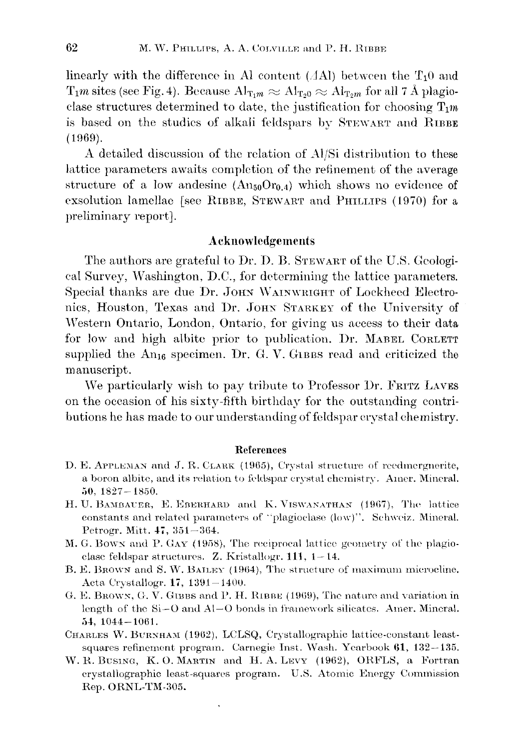linearly with the difference in Al content ($\Delta$Al) between the $T_1 0$ and $T_1 m$ sites (see Fig. 4). Because $Al_{T_1 m} \approx Al_{T_2 0} \approx Al_{T_2 m}$ for all 7 Å plagioclase structures determined to date, the justification for choosing $T_1 m$ is based on the studies of alkali feldspars by STEWART and RIBBE (1969).

A detailed discussion of the relation of Al/Si distribution to these lattice parameters awaits completion of the refinement of the average structure of a low andesine ($An_{50}Or_{0.4}$) which shows no evidence of exsolution lamellae [see RIBBE, STEWART and PHILLIPS (1970) for a preliminary report].

## Acknowledgements

The authors are grateful to Dr. D. B. STEWART of the U.S. Geological Survey, Washington, D.C., for determining the lattice parameters. Special thanks are due Dr. JOHN WAINWRIGHT of Lockheed Electronics, Houston, Texas and Dr. JOHN STARKEY of the University of Western Ontario, London, Ontario, for giving us access to their data for low and high albite prior to publication. Dr. MABEL CORLETT supplied the $An_{16}$ specimen. Dr. G. V. GIBBS read and criticized the manuscript.

We particularly wish to pay tribute to Professor Dr. FRITZ LAVES on the occasion of his sixty-fifth birthday for the outstanding contributions he has made to our understanding of feldspar crystal chemistry.

## References

D. E. APPLEMAN and J. R. CLARK (1965), Crystal structure of reedmergnerite, a boron albite, and its relation to feldspar crystal chemistry. Amer. Mineral. **50**, 1827–1850.

H. U. BAMBAUER, E. EBERHARD and K. VISWANATHAN (1967), The lattice constants and related parameters of "plagioclase (low)". Schweiz. Mineral. Petrogr. Mitt. **47**, 351–364.

M. G. BOWN and P. GAY (1958), The reciprocal lattice geometry of the plagioclase feldspar structures. Z. Kristallogr. **111**, 1–14.

B. E. BROWN and S. W. BAILEY (1964), The structure of maximum microcline. Acta Crystallogr. **17**, 1391–1400.

G. E. BROWN, G. V. GIBBS and P. H. RIBBE (1969), The nature and variation in length of the Si–O and Al–O bonds in framework silicates. Amer. Mineral. **54**, 1044–1061.

CHARLES W. BURNHAM (1962), LCLSQ, Crystallographic lattice-constant least-squares refinement program. Carnegie Inst. Wash. Yearbook **61**, 132–135.

W. R. BUSING, K. O. MARTIN and H. A. LEVY (1962), ORFLS, a Fortran crystallographic least-squares program. U.S. Atomic Energy Commission Rep. ORNL-TM-305.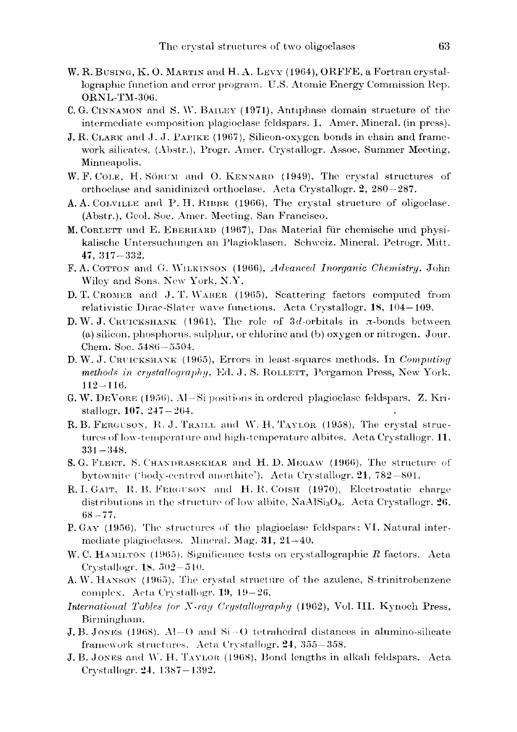W. R. Busing, K. O. Martin and H. A. Levy (1964), ORFFE, a Fortran crystallographic function and error program. U.S. Atomic Energy Commission Rep. ORNL-TM-306.

C. G. Cinnamon and S. W. Bailey (1971), Antiphase domain structure of the intermediate composition plagioclase feldspars. I. Amer. Mineral. (in press).

J. R. Clark and J. J. Papike (1967), Silicon-oxygen bonds in chain and framework silicates. (Abstr.), Progr. Amer. Crystallogr. Assoc. Summer Meeting, Minneapolis.

W. F. Cole, H. Sörum and O. Kennard (1949), The crystal structures of orthoclase and sanidinized orthoclase. Acta Crystallogr. **2**, 280–287.

A. A. Colville and P. H. Ribbe (1966), The crystal structure of oligoclase. (Abstr.), Geol. Soc. Amer. Meeting, San Francisco.

M. Corlett und E. Eberhard (1967), Das Material für chemische und physikalische Untersuchungen an Plagioklasen. Schweiz. Mineral. Petrogr. Mitt. **47**, 317–332.

F. A. Cotton and G. Wilkinson (1966), *Advanced Inorganic Chemistry*. John Wiley and Sons. New York, N.Y.

D. T. Cromer and J. T. Waber (1965), Scattering factors computed from relativistic Dirac-Slater wave functions. Acta Crystallogr. **18**, 104–109.

D. W. J. Cruickshank (1961), The role of $3d$-orbitals in $\pi$-bonds between (a) silicon, phosphorus, sulphur, or chlorine and (b) oxygen or nitrogen. Jour. Chem. Soc. 5486–5504.

D. W. J. Cruickshank (1965), Errors in least-squares methods. In *Computing methods in crystallography*, Ed. J. S. Rollett, Pergamon Press, New York. 112–116.

G. W. DeVore (1956). Al–Si positions in ordered plagioclase feldspars. Z. Kristallogr. **107**, 247–264.

R. B. Ferguson, R. J. Traill and W. H. Taylor (1958), The crystal structures of low-temperature and high-temperature albites. Acta Crystallogr. **11**, 331–348.

S. G. Fleet, S. Chandrasekhar and H. D. Megaw (1966), The structure of bytownite ('body-centred anorthite'). Acta Crystallogr. **21**, 782–801.

R. I. Gait, R. B. Ferguson and H. R. Coish (1970), Electrostatic charge distributions in the structure of low albite, $NaAlSi_3O_8$. Acta Crystallogr. **26**, 68–77.

P. Gay (1956). The structures of the plagioclase feldspars: VI. Natural intermediate plagioclases. Mineral. Mag. **31**, 21–40.

W. C. Hamilton (1965), Significance tests on crystallographic $R$ factors. Acta Crystallogr. **18**, 502–510.

A. W. Hanson (1965), The crystal structure of the azulene, S-trinitrobenzene complex. Acta Crystallogr. **19**, 19–26.

*International Tables for X-ray Crystallography* (1962), Vol. III. Kynoch Press, Birmingham.

J. B. Jones (1968). Al–O and Si–O tetrahedral distances in alumino-silicate framework structures. Acta Crystallogr. **24**, 355–358.

J. B. Jones and W. H. Taylor (1968), Bond lengths in alkali feldspars. Acta Crystallogr. **24**, 1387–1392.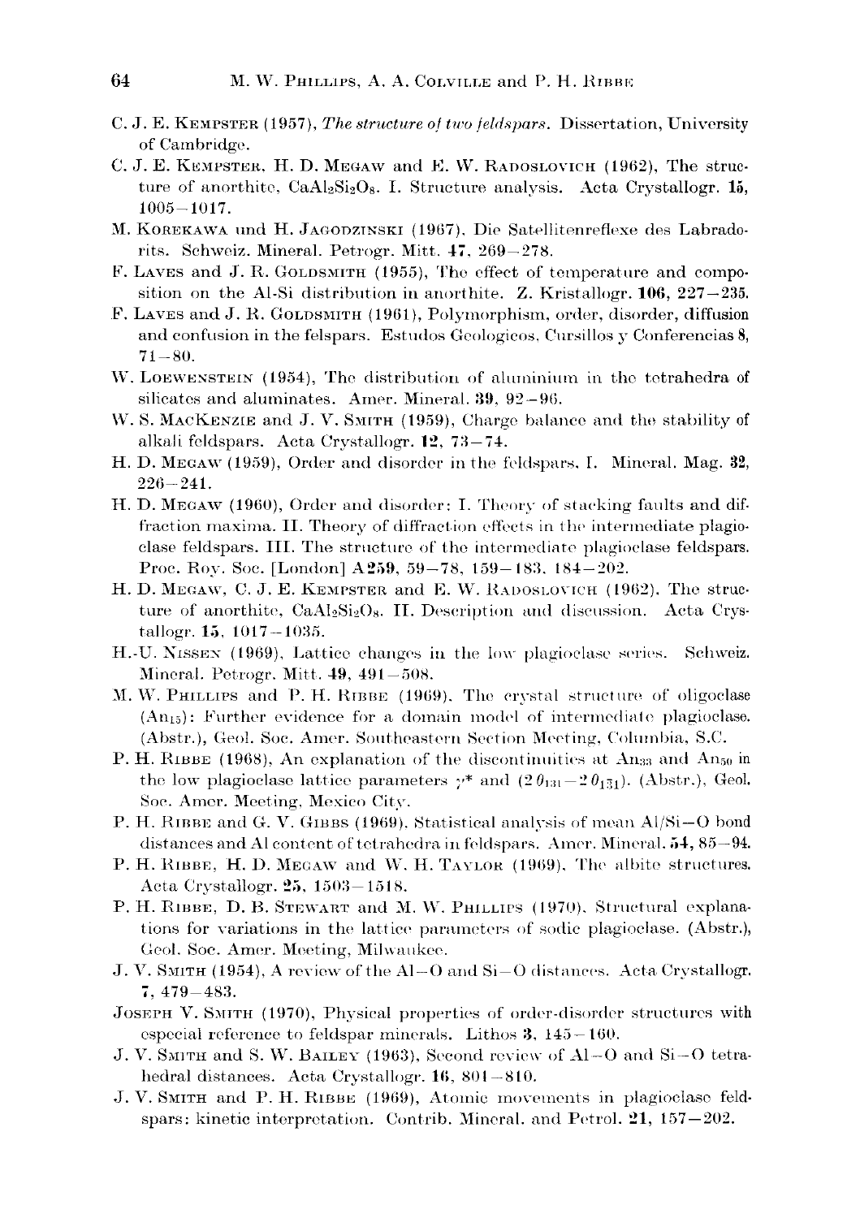C. J. E. Kempster (1957), *The structure of two feldspars*. Dissertation, University of Cambridge.

C. J. E. Kempster, H. D. Megaw and E. W. Radoslovich (1962), The structure of anorthite, $CaAl_2Si_2O_8$. I. Structure analysis. Acta Crystallogr. **15**, 1005–1017.

M. Korekawa und H. Jagodzinski (1967), Die Satellitenreflexe des Labradorits. Schweiz. Mineral. Petrogr. Mitt. **47**, 269–278.

F. Laves and J. R. Goldsmith (1955), The effect of temperature and composition on the Al-Si distribution in anorthite. Z. Kristallogr. **106**, 227–235.

F. Laves and J. R. Goldsmith (1961), Polymorphism, order, disorder, diffusion and confusion in the felspars. Estudos Geologicos, Cursillos y Conferencias **8**, 71–80.

W. Loewenstein (1954), The distribution of aluminium in the tetrahedra of silicates and aluminates. Amer. Mineral. **39**, 92–96.

W. S. MacKenzie and J. V. Smith (1959), Charge balance and the stability of alkali feldspars. Acta Crystallogr. **12**, 73–74.

H. D. Megaw (1959), Order and disorder in the feldspars. I. Mineral. Mag. **32**, 226–241.

H. D. Megaw (1960), Order and disorder: I. Theory of stacking faults and diffraction maxima. II. Theory of diffraction effects in the intermediate plagioclase feldspars. III. The structure of the intermediate plagioclase feldspars. Proc. Roy. Soc. [London] **A259**, 59–78, 159–183, 184–202.

H. D. Megaw, C. J. E. Kempster and E. W. Radoslovich (1962), The structure of anorthite, $CaAl_2Si_2O_8$. II. Description and discussion. Acta Crystallogr. **15**, 1017–1035.

H.-U. Nissen (1969), Lattice changes in the low plagioclase series. Schweiz. Mineral. Petrogr. Mitt. **49**, 491–508.

M. W. Phillips and P. H. Ribbe (1969), The crystal structure of oligoclase ($An_{15}$): Further evidence for a domain model of intermediate plagioclase. (Abstr.), Geol. Soc. Amer. Southeastern Section Meeting, Columbia, S.C.

P. H. Ribbe (1968), An explanation of the discontinuities at $An_{33}$ and $An_{50}$ in the low plagioclase lattice parameters $\gamma^*$ and $(2\theta_{131}-2\theta_{1\bar{3}1})$. (Abstr.), Geol. Soc. Amer. Meeting, Mexico City.

P. H. Ribbe and G. V. Gibbs (1969), Statistical analysis of mean Al/Si–O bond distances and Al content of tetrahedra in feldspars. Amer. Mineral. **54**, 85–94.

P. H. Ribbe, H. D. Megaw and W. H. Taylor (1969), The albite structures. Acta Crystallogr. **25**, 1503–1518.

P. H. Ribbe, D. B. Stewart and M. W. Phillips (1970), Structural explanations for variations in the lattice parameters of sodic plagioclase. (Abstr.), Geol. Soc. Amer. Meeting, Milwaukee.

J. V. Smith (1954), A review of the Al–O and Si–O distances. Acta Crystallogr. **7**, 479–483.

Joseph V. Smith (1970), Physical properties of order-disorder structures with especial reference to feldspar minerals. Lithos **3**, 145–160.

J. V. Smith and S. W. Bailey (1963), Second review of Al–O and Si–O tetrahedral distances. Acta Crystallogr. **16**, 801–810.

J. V. Smith and P. H. Ribbe (1969), Atomic movements in plagioclase feldspars: kinetic interpretation. Contrib. Mineral. and Petrol. **21**, 157–202.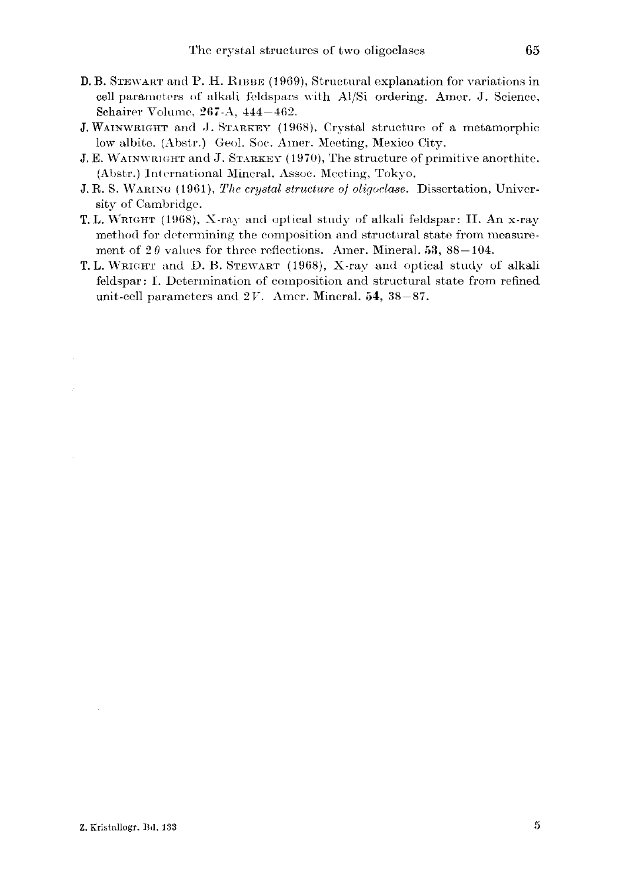D. B. STEWART and P. H. RIBBE (1969), Structural explanation for variations in cell parameters of alkali feldspars with Al/Si ordering. Amer. J. Science, Schairer Volume, **267**-A, 444–462.

J. WAINWRIGHT and J. STARKEY (1968), Crystal structure of a metamorphic low albite. (Abstr.) Geol. Soc. Amer. Meeting, Mexico City.

J. E. WAINWRIGHT and J. STARKEY (1970), The structure of primitive anorthite. (Abstr.) International Mineral. Assoc. Meeting, Tokyo.

J. R. S. WARING (1961), *The crystal structure of oligoclase.* Dissertation, University of Cambridge.

T. L. WRIGHT (1968), X-ray and optical study of alkali feldspar: II. An x-ray method for determining the composition and structural state from measurement of $2\theta$ values for three reflections. Amer. Mineral. **53**, 88–104.

T. L. WRIGHT and D. B. STEWART (1968), X-ray and optical study of alkali feldspar: I. Determination of composition and structural state from refined unit-cell parameters and $2V$. Amer. Mineral. **54**, 38–87.